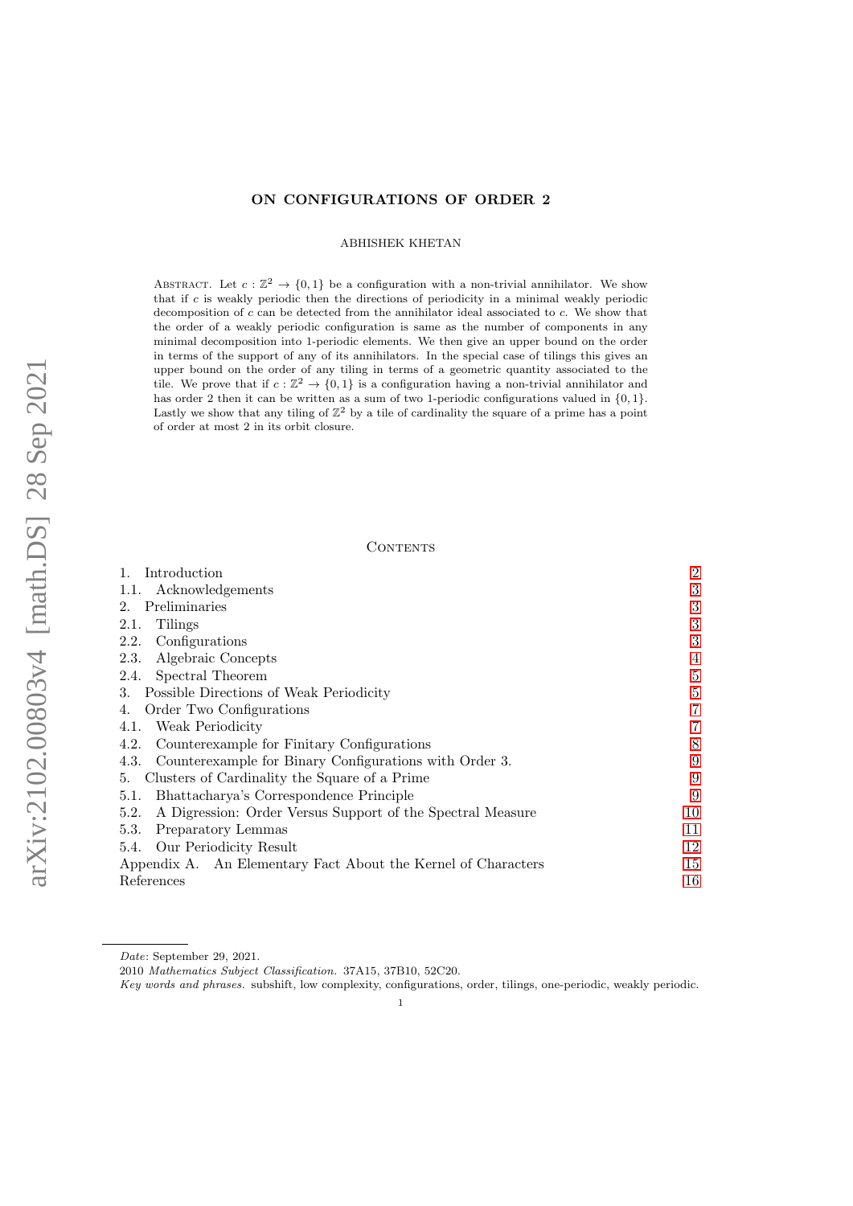# ON CONFIGURATIONS OF ORDER 2

ABHISHEK KHETAN

ABSTRACT. Let $c : \mathbb{Z}^2 \to \{0, 1\}$ be a configuration with a non-trivial annihilator. We show that if $c$ is weakly periodic then the directions of periodicity in a minimal weakly periodic decomposition of $c$ can be detected from the annihilator ideal associated to $c$. We show that the order of a weakly periodic configuration is same as the number of components in any minimal decomposition into 1-periodic elements. We then give an upper bound on the order in terms of the support of any of its annihilators. In the special case of tilings this gives an upper bound on the order of any tiling in terms of a geometric quantity associated to the tile. We prove that if $c : \mathbb{Z}^2 \to \{0, 1\}$ is a configuration having a non-trivial annihilator and has order 2 then it can be written as a sum of two 1-periodic configurations valued in $\{0, 1\}$. Lastly we show that any tiling of $\mathbb{Z}^2$ by a tile of cardinality the square of a prime has a point of order at most 2 in its orbit closure.

CONTENTS

| | |
|---|---|
| 1. Introduction | 2 |
| 1.1. Acknowledgements | 3 |
| 2. Preliminaries | 3 |
| 2.1. Tilings | 3 |
| 2.2. Configurations | 3 |
| 2.3. Algebraic Concepts | 4 |
| 2.4. Spectral Theorem | 5 |
| 3. Possible Directions of Weak Periodicity | 5 |
| 4. Order Two Configurations | 7 |
| 4.1. Weak Periodicity | 7 |
| 4.2. Counterexample for Finitary Configurations | 8 |
| 4.3. Counterexample for Binary Configurations with Order 3. | 9 |
| 5. Clusters of Cardinality the Square of a Prime | 9 |
| 5.1. Bhattacharya's Correspondence Principle | 9 |
| 5.2. A Digression: Order Versus Support of the Spectral Measure | 10 |
| 5.3. Preparatory Lemmas | 11 |
| 5.4. Our Periodicity Result | 12 |
| Appendix A. An Elementary Fact About the Kernel of Characters | 15 |
| References | 16 |

*Date*: September 29, 2021.

2010 *Mathematics Subject Classification.* 37A15, 37B10, 52C20.

*Key words and phrases.* subshift, low complexity, configurations, order, tilings, one-periodic, weakly periodic.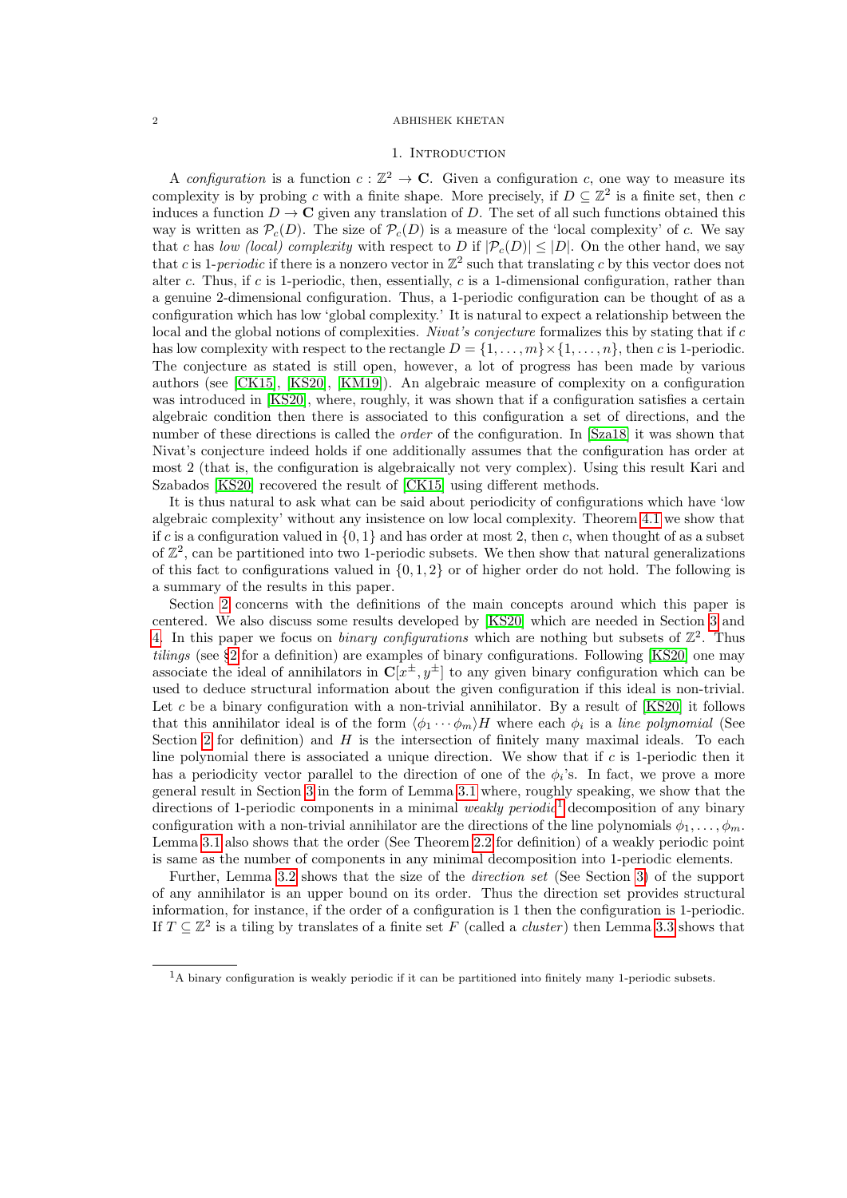## 1. Introduction

A *configuration* is a function $c : \mathbb{Z}^2 \to \mathbf{C}$. Given a configuration $c$, one way to measure its complexity is by probing $c$ with a finite shape. More precisely, if $D \subseteq \mathbb{Z}^2$ is a finite set, then $c$ induces a function $D \to \mathbf{C}$ given any translation of $D$. The set of all such functions obtained this way is written as $\mathcal{P}_c(D)$. The size of $\mathcal{P}_c(D)$ is a measure of the 'local complexity' of $c$. We say that $c$ has *low (local) complexity* with respect to $D$ if $|\mathcal{P}_c(D)| \leq |D|$. On the other hand, we say that $c$ is 1-*periodic* if there is a nonzero vector in $\mathbb{Z}^2$ such that translating $c$ by this vector does not alter $c$. Thus, if $c$ is 1-periodic, then, essentially, $c$ is a 1-dimensional configuration, rather than a genuine 2-dimensional configuration. Thus, a 1-periodic configuration can be thought of as a configuration which has low 'global complexity.' It is natural to expect a relationship between the local and the global notions of complexities. *Nivat's conjecture* formalizes this by stating that if $c$ has low complexity with respect to the rectangle $D = \{1, \ldots, m\} \times \{1, \ldots, n\}$, then $c$ is 1-periodic. The conjecture as stated is still open, however, a lot of progress has been made by various authors (see [CK15], [KS20], [KM19]). An algebraic measure of complexity on a configuration was introduced in [KS20], where, roughly, it was shown that if a configuration satisfies a certain algebraic condition then there is associated to this configuration a set of directions, and the number of these directions is called the *order* of the configuration. In [Sza18] it was shown that Nivat's conjecture indeed holds if one additionally assumes that the configuration has order at most 2 (that is, the configuration is algebraically not very complex). Using this result Kari and Szabados [KS20] recovered the result of [CK15] using different methods.

It is thus natural to ask what can be said about periodicity of configurations which have 'low algebraic complexity' without any insistence on low local complexity. Theorem 4.1 we show that if $c$ is a configuration valued in $\{0, 1\}$ and has order at most 2, then $c$, when thought of as a subset of $\mathbb{Z}^2$, can be partitioned into two 1-periodic subsets. We then show that natural generalizations of this fact to configurations valued in $\{0, 1, 2\}$ or of higher order do not hold. The following is a summary of the results in this paper.

Section 2 concerns with the definitions of the main concepts around which this paper is centered. We also discuss some results developed by [KS20] which are needed in Section 3 and 4. In this paper we focus on *binary configurations* which are nothing but subsets of $\mathbb{Z}^2$. Thus *tilings* (see §2 for a definition) are examples of binary configurations. Following [KS20] one may associate the ideal of annihilators in $\mathbf{C}[x^{\pm}, y^{\pm}]$ to any given binary configuration which can be used to deduce structural information about the given configuration if this ideal is non-trivial. Let $c$ be a binary configuration with a non-trivial annihilator. By a result of [KS20] it follows that this annihilator ideal is of the form $\langle \phi_1 \cdots \phi_m \rangle H$ where each $\phi_i$ is a *line polynomial* (See Section 2 for definition) and $H$ is the intersection of finitely many maximal ideals. To each line polynomial there is associated a unique direction. We show that if $c$ is 1-periodic then it has a periodicity vector parallel to the direction of one of the $\phi_i$'s. In fact, we prove a more general result in Section 3 in the form of Lemma 3.1 where, roughly speaking, we show that the directions of 1-periodic components in a minimal *weakly periodic*[1] decomposition of any binary configuration with a non-trivial annihilator are the directions of the line polynomials $\phi_1, \ldots, \phi_m$. Lemma 3.1 also shows that the order (See Theorem 2.2 for definition) of a weakly periodic point is same as the number of components in any minimal decomposition into 1-periodic elements.

Further, Lemma 3.2 shows that the size of the *direction set* (See Section 3) of the support of any annihilator is an upper bound on its order. Thus the direction set provides structural information, for instance, if the order of a configuration is 1 then the configuration is 1-periodic. If $T \subseteq \mathbb{Z}^2$ is a tiling by translates of a finite set $F$ (called a *cluster*) then Lemma 3.3 shows that

[1] A binary configuration is weakly periodic if it can be partitioned into finitely many 1-periodic subsets.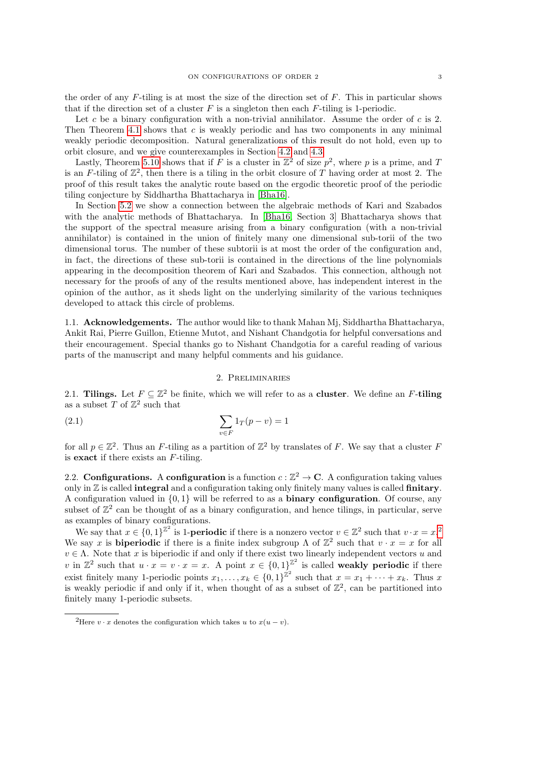the order of any $F$-tiling is at most the size of the direction set of $F$. This in particular shows that if the direction set of a cluster $F$ is a singleton then each $F$-tiling is 1-periodic.

Let $c$ be a binary configuration with a non-trivial annihilator. Assume the order of $c$ is 2. Then Theorem 4.1 shows that $c$ is weakly periodic and has two components in any minimal weakly periodic decomposition. Natural generalizations of this result do not hold, even up to orbit closure, and we give counterexamples in Section 4.2 and 4.3.

Lastly, Theorem 5.10 shows that if $F$ is a cluster in $\mathbb{Z}^2$ of size $p^2$, where $p$ is a prime, and $T$ is an $F$-tiling of $\mathbb{Z}^2$, then there is a tiling in the orbit closure of $T$ having order at most 2. The proof of this result takes the analytic route based on the ergodic theoretic proof of the periodic tiling conjecture by Siddhartha Bhattacharya in [Bha16].

In Section 5.2 we show a connection between the algebraic methods of Kari and Szabados with the analytic methods of Bhattacharya. In [Bha16, Section 3] Bhattacharya shows that the support of the spectral measure arising from a binary configuration (with a non-trivial annihilator) is contained in the union of finitely many one dimensional sub-torii of the two dimensional torus. The number of these subtorii is at most the order of the configuration and, in fact, the directions of these sub-torii is contained in the directions of the line polynomials appearing in the decomposition theorem of Kari and Szabados. This connection, although not necessary for the proofs of any of the results mentioned above, has independent interest in the opinion of the author, as it sheds light on the underlying similarity of the various techniques developed to attack this circle of problems.

### 1.1. Acknowledgements.

The author would like to thank Mahan Mj, Siddhartha Bhattacharya, Ankit Rai, Pierre Guillon, Etienne Mutot, and Nishant Chandgotia for helpful conversations and their encouragement. Special thanks go to Nishant Chandgotia for a careful reading of various parts of the manuscript and many helpful comments and his guidance.

## 2. Preliminaries

### 2.1. Tilings.

Let $F \subseteq \mathbb{Z}^2$ be finite, which we will refer to as a **cluster**. We define an $F$-**tiling** as a subset $T$ of $\mathbb{Z}^2$ such that

$$\sum_{v \in F} 1_T(p - v) = 1 \tag{2.1}$$

for all $p \in \mathbb{Z}^2$. Thus an $F$-tiling as a partition of $\mathbb{Z}^2$ by translates of $F$. We say that a cluster $F$ is **exact** if there exists an $F$-tiling.

### 2.2. Configurations.

A **configuration** is a function $c : \mathbb{Z}^2 \to \mathbf{C}$. A configuration taking values only in $\mathbb{Z}$ is called **integral** and a configuration taking only finitely many values is called **finitary**. A configuration valued in $\{0, 1\}$ will be referred to as a **binary configuration**. Of course, any subset of $\mathbb{Z}^2$ can be thought of as a binary configuration, and hence tilings, in particular, serve as examples of binary configurations.

We say that $x \in \{0, 1\}^{\mathbb{Z}^2}$ is 1-**periodic** if there is a nonzero vector $v \in \mathbb{Z}^2$ such that $v \cdot x = x$.[2] We say $x$ is **biperiodic** if there is a finite index subgroup $\Lambda$ of $\mathbb{Z}^2$ such that $v \cdot x = x$ for all $v \in \Lambda$. Note that $x$ is biperiodic if and only if there exist two linearly independent vectors $u$ and $v$ in $\mathbb{Z}^2$ such that $u \cdot x = v \cdot x = x$. A point $x \in \{0, 1\}^{\mathbb{Z}^2}$ is called **weakly periodic** if there exist finitely many 1-periodic points $x_1, \ldots, x_k \in \{0, 1\}^{\mathbb{Z}^2}$ such that $x = x_1 + \cdots + x_k$. Thus $x$ is weakly periodic if and only if it, when thought of as a subset of $\mathbb{Z}^2$, can be partitioned into finitely many 1-periodic subsets.

[2] Here $v \cdot x$ denotes the configuration which takes $u$ to $x(u - v)$.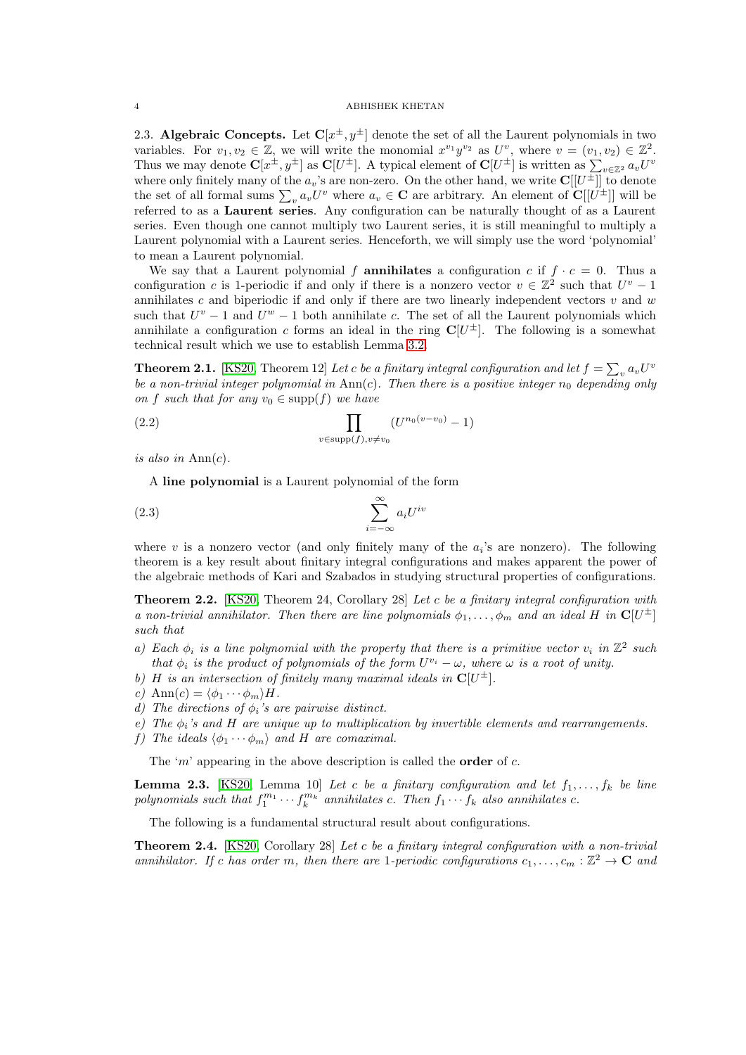2.3. **Algebraic Concepts.** Let $\mathbf{C}[x^{\pm}, y^{\pm}]$ denote the set of all the Laurent polynomials in two variables. For $v_1, v_2 \in \mathbb{Z}$, we will write the monomial $x^{v_1}y^{v_2}$ as $U^v$, where $v = (v_1, v_2) \in \mathbb{Z}^2$. Thus we may denote $\mathbf{C}[x^{\pm}, y^{\pm}]$ as $\mathbf{C}[U^{\pm}]$. A typical element of $\mathbf{C}[U^{\pm}]$ is written as $\sum_{v \in \mathbb{Z}^2} a_v U^v$ where only finitely many of the $a_v$'s are non-zero. On the other hand, we write $\mathbf{C}[[U^{\pm}]]$ to denote the set of all formal sums $\sum_v a_v U^v$ where $a_v \in \mathbf{C}$ are arbitrary. An element of $\mathbf{C}[[U^{\pm}]]$ will be referred to as a **Laurent series**. Any configuration can be naturally thought of as a Laurent series. Even though one cannot multiply two Laurent series, it is still meaningful to multiply a Laurent polynomial with a Laurent series. Henceforth, we will simply use the word 'polynomial' to mean a Laurent polynomial.

We say that a Laurent polynomial $f$ **annihilates** a configuration $c$ if $f \cdot c = 0$. Thus a configuration $c$ is 1-periodic if and only if there is a nonzero vector $v \in \mathbb{Z}^2$ such that $U^v - 1$ annihilates $c$ and biperiodic if and only if there are two linearly independent vectors $v$ and $w$ such that $U^v - 1$ and $U^w - 1$ both annihilate $c$. The set of all the Laurent polynomials which annihilate a configuration $c$ forms an ideal in the ring $\mathbf{C}[U^{\pm}]$. The following is a somewhat technical result which we use to establish Lemma 3.2.

**Theorem 2.1.** [KS20, Theorem 12] *Let $c$ be a finitary integral configuration and let $f = \sum_v a_v U^v$ be a non-trivial integer polynomial in $\text{Ann}(c)$. Then there is a positive integer $n_0$ depending only on $f$ such that for any $v_0 \in \text{supp}(f)$ we have*

$$\prod_{v \in \text{supp}(f), v \neq v_0} (U^{n_0(v - v_0)} - 1) \tag{2.2}$$

*is also in $\text{Ann}(c)$.*

A **line polynomial** is a Laurent polynomial of the form

$$\sum_{i=-\infty}^{\infty} a_i U^{iv} \tag{2.3}$$

where $v$ is a nonzero vector (and only finitely many of the $a_i$'s are nonzero). The following theorem is a key result about finitary integral configurations and makes apparent the power of the algebraic methods of Kari and Szabados in studying structural properties of configurations.

**Theorem 2.2.** [KS20, Theorem 24, Corollary 28] *Let $c$ be a finitary integral configuration with a non-trivial annihilator. Then there are line polynomials $\phi_1, \ldots, \phi_m$ and an ideal $H$ in $\mathbf{C}[U^{\pm}]$ such that*

*a) Each $\phi_i$ is a line polynomial with the property that there is a primitive vector $v_i$ in $\mathbb{Z}^2$ such that $\phi_i$ is the product of polynomials of the form $U^{v_i} - \omega$, where $\omega$ is a root of unity.*
*b) $H$ is an intersection of finitely many maximal ideals in $\mathbf{C}[U^{\pm}]$.*
*c) $\text{Ann}(c) = \langle \phi_1 \cdots \phi_m \rangle H$.*
*d) The directions of $\phi_i$'s are pairwise distinct.*
*e) The $\phi_i$'s and $H$ are unique up to multiplication by invertible elements and rearrangements.*
*f) The ideals $\langle \phi_1 \cdots \phi_m \rangle$ and $H$ are comaximal.*

The '$m$' appearing in the above description is called the **order** of $c$.

**Lemma 2.3.** [KS20, Lemma 10] *Let $c$ be a finitary configuration and let $f_1, \ldots, f_k$ be line polynomials such that $f_1^{m_1} \cdots f_k^{m_k}$ annihilates $c$. Then $f_1 \cdots f_k$ also annihilates $c$.*

The following is a fundamental structural result about configurations.

**Theorem 2.4.** [KS20, Corollary 28] *Let $c$ be a finitary integral configuration with a non-trivial annihilator. If $c$ has order $m$, then there are 1-periodic configurations $c_1, \ldots, c_m : \mathbb{Z}^2 \to \mathbf{C}$ and*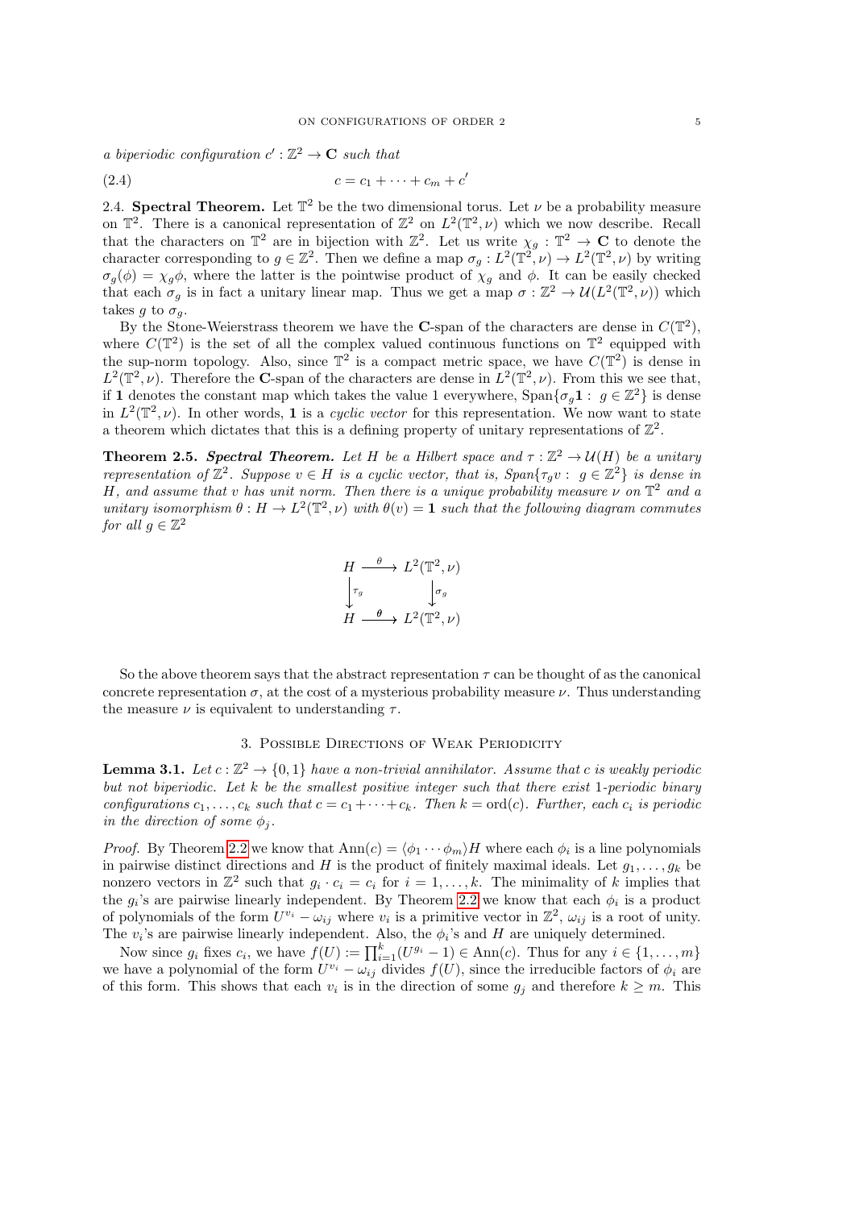*a biperiodic configuration $c' : \mathbb{Z}^2 \to \mathbf{C}$ such that*

$$c = c_1 + \cdots + c_m + c' \tag{2.4}$$

2.4. **Spectral Theorem.** Let $\mathbb{T}^2$ be the two dimensional torus. Let $\nu$ be a probability measure on $\mathbb{T}^2$. There is a canonical representation of $\mathbb{Z}^2$ on $L^2(\mathbb{T}^2, \nu)$ which we now describe. Recall that the characters on $\mathbb{T}^2$ are in bijection with $\mathbb{Z}^2$. Let us write $\chi_g : \mathbb{T}^2 \to \mathbf{C}$ to denote the character corresponding to $g \in \mathbb{Z}^2$. Then we define a map $\sigma_g : L^2(\mathbb{T}^2, \nu) \to L^2(\mathbb{T}^2, \nu)$ by writing $\sigma_g(\phi) = \chi_g \phi$, where the latter is the pointwise product of $\chi_g$ and $\phi$. It can be easily checked that each $\sigma_g$ is in fact a unitary linear map. Thus we get a map $\sigma : \mathbb{Z}^2 \to \mathcal{U}(L^2(\mathbb{T}^2, \nu))$ which takes $g$ to $\sigma_g$.

By the Stone-Weierstrass theorem we have the $\mathbf{C}$-span of the characters are dense in $C(\mathbb{T}^2)$, where $C(\mathbb{T}^2)$ is the set of all the complex valued continuous functions on $\mathbb{T}^2$ equipped with the sup-norm topology. Also, since $\mathbb{T}^2$ is a compact metric space, we have $C(\mathbb{T}^2)$ is dense in $L^2(\mathbb{T}^2, \nu)$. Therefore the $\mathbf{C}$-span of the characters are dense in $L^2(\mathbb{T}^2, \nu)$. From this we see that, if $\mathbf{1}$ denotes the constant map which takes the value 1 everywhere, $\mathrm{Span}\{\sigma_g \mathbf{1} : g \in \mathbb{Z}^2\}$ is dense in $L^2(\mathbb{T}^2, \nu)$. In other words, $\mathbf{1}$ is a *cyclic vector* for this representation. We now want to state a theorem which dictates that this is a defining property of unitary representations of $\mathbb{Z}^2$.

**Theorem 2.5.** ***Spectral Theorem.*** *Let $H$ be a Hilbert space and $\tau : \mathbb{Z}^2 \to \mathcal{U}(H)$ be a unitary representation of $\mathbb{Z}^2$. Suppose $v \in H$ is a cyclic vector, that is, $\mathrm{Span}\{\tau_g v : g \in \mathbb{Z}^2\}$ is dense in $H$, and assume that $v$ has unit norm. Then there is a unique probability measure $\nu$ on $\mathbb{T}^2$ and a unitary isomorphism $\theta : H \to L^2(\mathbb{T}^2, \nu)$ with $\theta(v) = \mathbf{1}$ such that the following diagram commutes for all $g \in \mathbb{Z}^2$*

$$\begin{array}{ccc} H & \xrightarrow{\theta} & L^2(\mathbb{T}^2, \nu) \\ \downarrow{\scriptstyle \tau_g} & & \downarrow{\scriptstyle \sigma_g} \\ H & \xrightarrow{\theta} & L^2(\mathbb{T}^2, \nu) \end{array}$$

So the above theorem says that the abstract representation $\tau$ can be thought of as the canonical concrete representation $\sigma$, at the cost of a mysterious probability measure $\nu$. Thus understanding the measure $\nu$ is equivalent to understanding $\tau$.

## 3. Possible Directions of Weak Periodicity

**Lemma 3.1.** *Let $c : \mathbb{Z}^2 \to \{0, 1\}$ have a non-trivial annihilator. Assume that $c$ is weakly periodic but not biperiodic. Let $k$ be the smallest positive integer such that there exist 1-periodic binary configurations $c_1, \ldots, c_k$ such that $c = c_1 + \cdots + c_k$. Then $k = \mathrm{ord}(c)$. Further, each $c_i$ is periodic in the direction of some $\phi_j$.*

*Proof.* By Theorem 2.2 we know that $\mathrm{Ann}(c) = \langle \phi_1 \cdots \phi_m \rangle H$ where each $\phi_i$ is a line polynomials in pairwise distinct directions and $H$ is the product of finitely maximal ideals. Let $g_1, \ldots, g_k$ be nonzero vectors in $\mathbb{Z}^2$ such that $g_i \cdot c_i = c_i$ for $i = 1, \ldots, k$. The minimality of $k$ implies that the $g_i$'s are pairwise linearly independent. By Theorem 2.2 we know that each $\phi_i$ is a product of polynomials of the form $U^{v_i} - \omega_{ij}$ where $v_i$ is a primitive vector in $\mathbb{Z}^2$, $\omega_{ij}$ is a root of unity. The $v_i$'s are pairwise linearly independent. Also, the $\phi_i$'s and $H$ are uniquely determined.

Now since $g_i$ fixes $c_i$, we have $f(U) := \prod_{i=1}^{k} (U^{g_i} - 1) \in \mathrm{Ann}(c)$. Thus for any $i \in \{1, \ldots, m\}$ we have a polynomial of the form $U^{v_i} - \omega_{ij}$ divides $f(U)$, since the irreducible factors of $\phi_i$ are of this form. This shows that each $v_i$ is in the direction of some $g_j$ and therefore $k \geq m$. This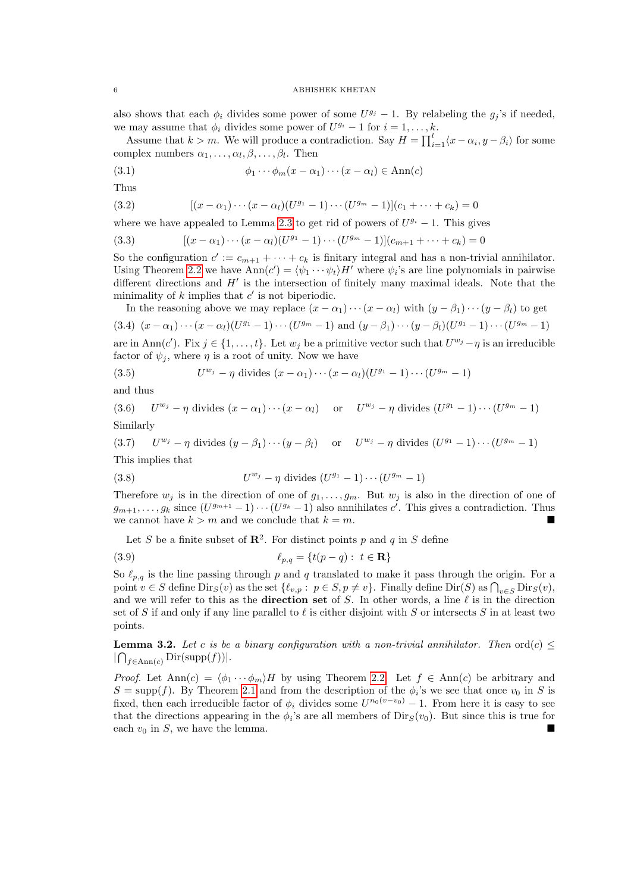also shows that each $\phi_i$ divides some power of some $U^{g_j} - 1$. By relabeling the $g_j$'s if needed, we may assume that $\phi_i$ divides some power of $U^{g_i} - 1$ for $i = 1, \ldots, k$.

Assume that $k > m$. We will produce a contradiction. Say $H = \prod_{i=1}^{l} \langle x - \alpha_i, y - \beta_i \rangle$ for some complex numbers $\alpha_1, \ldots, \alpha_l, \beta, \ldots, \beta_l$. Then

$$\phi_1 \cdots \phi_m (x - \alpha_1) \cdots (x - \alpha_l) \in \mathrm{Ann}(c) \tag{3.1}$$

Thus

$$[(x - \alpha_1) \cdots (x - \alpha_l)(U^{g_1} - 1) \cdots (U^{g_m} - 1)](c_1 + \cdots + c_k) = 0 \tag{3.2}$$

where we have appealed to Lemma 2.3 to get rid of powers of $U^{g_i} - 1$. This gives

$$[(x - \alpha_1) \cdots (x - \alpha_l)(U^{g_1} - 1) \cdots (U^{g_m} - 1)](c_{m+1} + \cdots + c_k) = 0 \tag{3.3}$$

So the configuration $c' := c_{m+1} + \cdots + c_k$ is finitary integral and has a non-trivial annihilator. Using Theorem 2.2 we have $\mathrm{Ann}(c') = \langle \psi_1 \cdots \psi_t \rangle H'$ where $\psi_i$'s are line polynomials in pairwise different directions and $H'$ is the intersection of finitely many maximal ideals. Note that the minimality of $k$ implies that $c'$ is not biperiodic.

In the reasoning above we may replace $(x - \alpha_1) \cdots (x - \alpha_l)$ with $(y - \beta_1) \cdots (y - \beta_l)$ to get

$$(x - \alpha_1) \cdots (x - \alpha_l)(U^{g_1} - 1) \cdots (U^{g_m} - 1) \text{ and } (y - \beta_1) \cdots (y - \beta_l)(U^{g_1} - 1) \cdots (U^{g_m} - 1) \tag{3.4}$$

are in $\mathrm{Ann}(c')$. Fix $j \in \{1, \ldots, t\}$. Let $w_j$ be a primitive vector such that $U^{w_j} - \eta$ is an irreducible factor of $\psi_j$, where $\eta$ is a root of unity. Now we have

$$U^{w_j} - \eta \text{ divides } (x - \alpha_1) \cdots (x - \alpha_l)(U^{g_1} - 1) \cdots (U^{g_m} - 1) \tag{3.5}$$

and thus

$$U^{w_j} - \eta \text{ divides } (x - \alpha_1) \cdots (x - \alpha_l) \quad \text{or} \quad U^{w_j} - \eta \text{ divides } (U^{g_1} - 1) \cdots (U^{g_m} - 1) \tag{3.6}$$

Similarly

$$U^{w_j} - \eta \text{ divides } (y - \beta_1) \cdots (y - \beta_l) \quad \text{or} \quad U^{w_j} - \eta \text{ divides } (U^{g_1} - 1) \cdots (U^{g_m} - 1) \tag{3.7}$$

This implies that

$$U^{w_j} - \eta \text{ divides } (U^{g_1} - 1) \cdots (U^{g_m} - 1) \tag{3.8}$$

Therefore $w_j$ is in the direction of one of $g_1, \ldots, g_m$. But $w_j$ is also in the direction of one of $g_{m+1}, \ldots, g_k$ since $(U^{g_{m+1}} - 1) \cdots (U^{g_k} - 1)$ also annihilates $c'$. This gives a contradiction. Thus we cannot have $k > m$ and we conclude that $k = m$. ∎

Let $S$ be a finite subset of $\mathbf{R}^2$. For distinct points $p$ and $q$ in $S$ define

$$\ell_{p,q} = \{t(p - q) : \; t \in \mathbf{R}\} \tag{3.9}$$

So $\ell_{p,q}$ is the line passing through $p$ and $q$ translated to make it pass through the origin. For a point $v \in S$ define $\mathrm{Dir}_S(v)$ as the set $\{\ell_{v,p} : \; p \in S, p \neq v\}$. Finally define $\mathrm{Dir}(S)$ as $\bigcap_{v \in S} \mathrm{Dir}_S(v)$, and we will refer to this as the **direction set** of $S$. In other words, a line $\ell$ is in the direction set of $S$ if and only if any line parallel to $\ell$ is either disjoint with $S$ or intersects $S$ in at least two points.

**Lemma 3.2.** *Let $c$ is be a binary configuration with a non-trivial annihilator. Then* $\mathrm{ord}(c) \leq |\bigcap_{f \in \mathrm{Ann}(c)} \mathrm{Dir}(\mathrm{supp}(f))|$.

*Proof.* Let $\mathrm{Ann}(c) = \langle \phi_1 \cdots \phi_m \rangle H$ by using Theorem 2.2. Let $f \in \mathrm{Ann}(c)$ be arbitrary and $S = \mathrm{supp}(f)$. By Theorem 2.1 and from the description of the $\phi_i$'s we see that once $v_0$ in $S$ is fixed, then each irreducible factor of $\phi_i$ divides some $U^{n_0(v - v_0)} - 1$. From here it is easy to see that the directions appearing in the $\phi_i$'s are all members of $\mathrm{Dir}_S(v_0)$. But since this is true for each $v_0$ in $S$, we have the lemma. ∎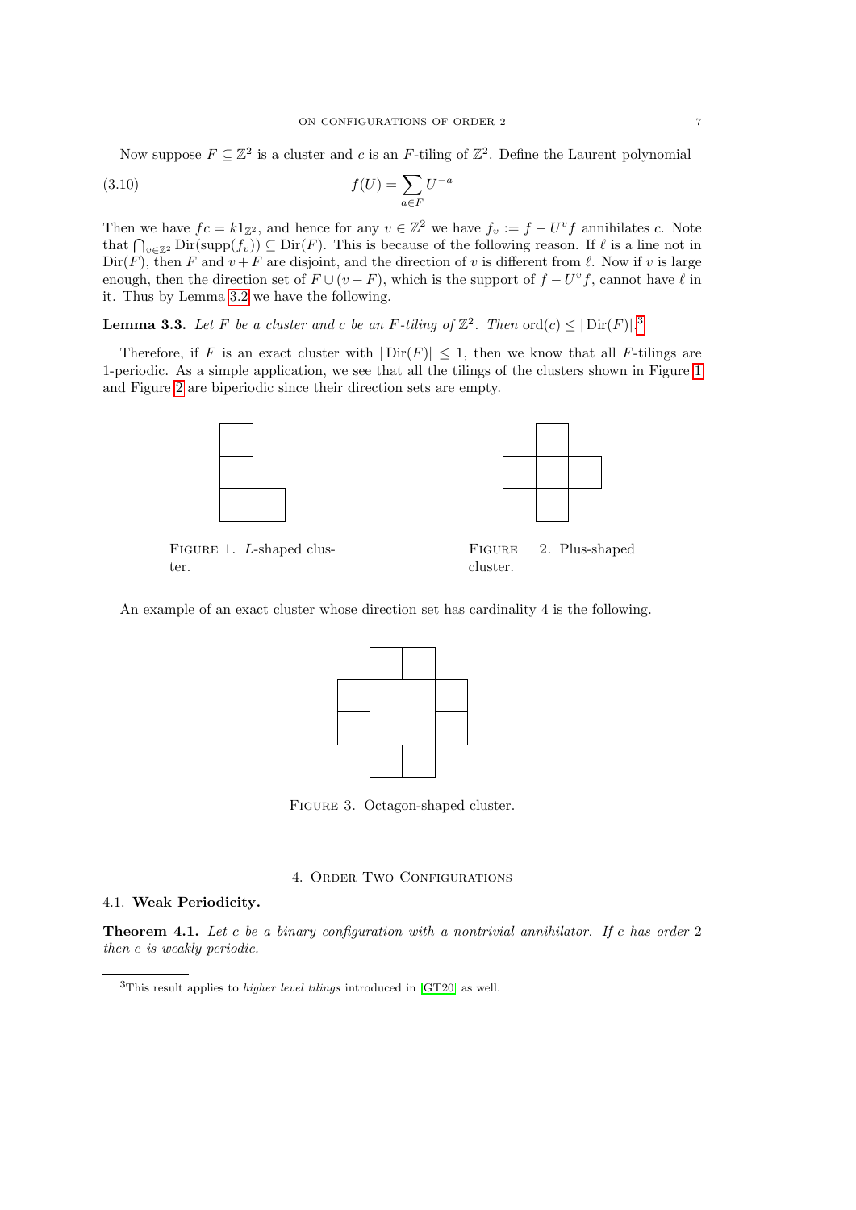Now suppose $F \subseteq \mathbb{Z}^2$ is a cluster and $c$ is an $F$-tiling of $\mathbb{Z}^2$. Define the Laurent polynomial

$$f(U) = \sum_{a \in F} U^{-a} \tag{3.10}$$

Then we have $fc = k1_{\mathbb{Z}^2}$, and hence for any $v \in \mathbb{Z}^2$ we have $f_v := f - U^v f$ annihilates $c$. Note that $\bigcap_{v \in \mathbb{Z}^2} \operatorname{Dir}(\operatorname{supp}(f_v)) \subseteq \operatorname{Dir}(F)$. This is because of the following reason. If $\ell$ is a line not in $\operatorname{Dir}(F)$, then $F$ and $v + F$ are disjoint, and the direction of $v$ is different from $\ell$. Now if $v$ is large enough, then the direction set of $F \cup (v - F)$, which is the support of $f - U^v f$, cannot have $\ell$ in it. Thus by Lemma 3.2 we have the following.

**Lemma 3.3.** *Let $F$ be a cluster and $c$ be an $F$-tiling of $\mathbb{Z}^2$. Then* $\operatorname{ord}(c) \leq |\operatorname{Dir}(F)|$.[3]

Therefore, if $F$ is an exact cluster with $|\operatorname{Dir}(F)| \leq 1$, then we know that all $F$-tilings are 1-periodic. As a simple application, we see that all the tilings of the clusters shown in Figure 1 and Figure 2 are biperiodic since their direction sets are empty.

Figure 1. $L$-shaped cluster.

Figure 2. Plus-shaped cluster.

An example of an exact cluster whose direction set has cardinality 4 is the following.

Figure 3. Octagon-shaped cluster.

## 4. Order Two Configurations

### 4.1. Weak Periodicity.

**Theorem 4.1.** *Let $c$ be a binary configuration with a nontrivial annihilator. If $c$ has order* 2 *then $c$ is weakly periodic.*

[3] This result applies to *higher level tilings* introduced in [GT20] as well.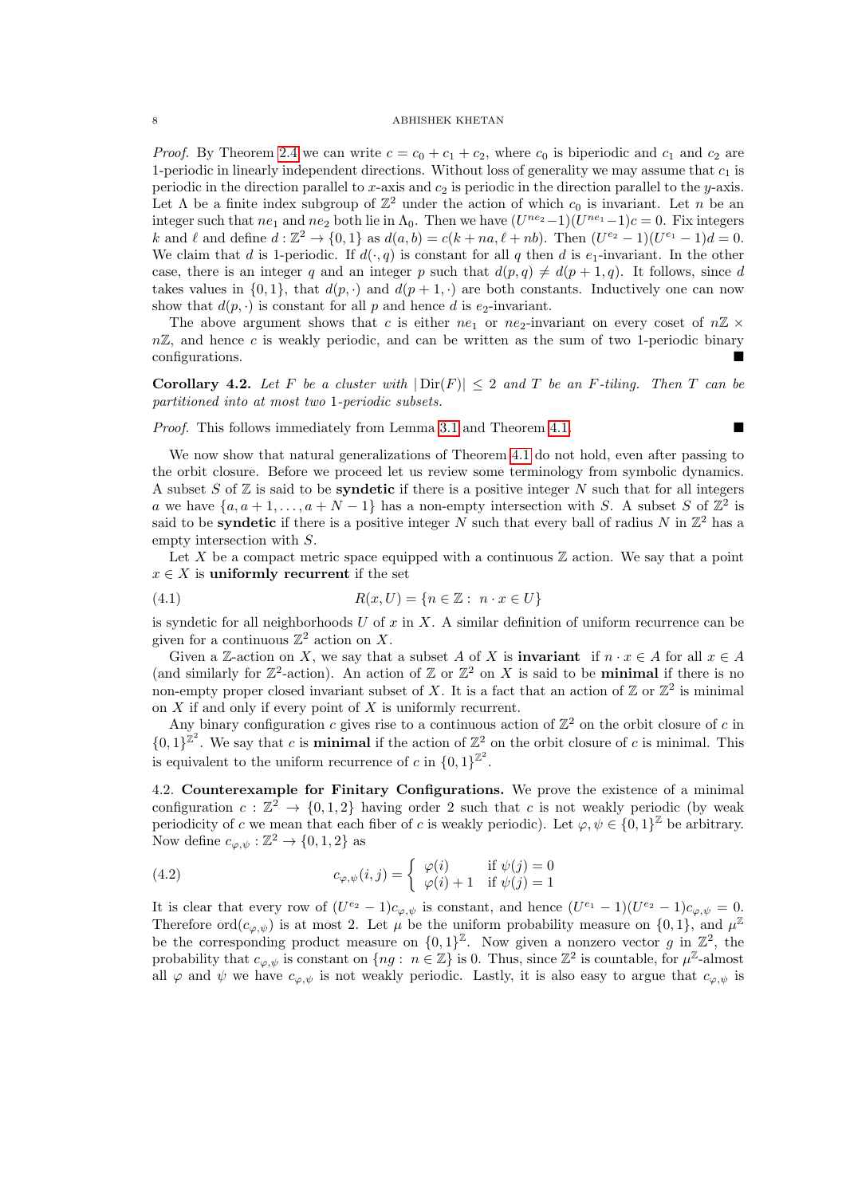*Proof.* By Theorem 2.4 we can write $c = c_0 + c_1 + c_2$, where $c_0$ is biperiodic and $c_1$ and $c_2$ are 1-periodic in linearly independent directions. Without loss of generality we may assume that $c_1$ is periodic in the direction parallel to $x$-axis and $c_2$ is periodic in the direction parallel to the $y$-axis. Let $\Lambda$ be a finite index subgroup of $\mathbb{Z}^2$ under the action of which $c_0$ is invariant. Let $n$ be an integer such that $ne_1$ and $ne_2$ both lie in $\Lambda_0$. Then we have $(U^{ne_2}-1)(U^{ne_1}-1)c = 0$. Fix integers $k$ and $\ell$ and define $d : \mathbb{Z}^2 \to \{0,1\}$ as $d(a,b) = c(k+na, \ell+nb)$. Then $(U^{e_2}-1)(U^{e_1}-1)d = 0$. We claim that $d$ is 1-periodic. If $d(\cdot, q)$ is constant for all $q$ then $d$ is $e_1$-invariant. In the other case, there is an integer $q$ and an integer $p$ such that $d(p,q) \neq d(p+1,q)$. It follows, since $d$ takes values in $\{0,1\}$, that $d(p,\cdot)$ and $d(p+1,\cdot)$ are both constants. Inductively one can now show that $d(p,\cdot)$ is constant for all $p$ and hence $d$ is $e_2$-invariant.

The above argument shows that $c$ is either $ne_1$ or $ne_2$-invariant on every coset of $n\mathbb{Z} \times n\mathbb{Z}$, and hence $c$ is weakly periodic, and can be written as the sum of two 1-periodic binary configurations. ■

**Corollary 4.2.** *Let $F$ be a cluster with $|\operatorname{Dir}(F)| \leq 2$ and $T$ be an $F$-tiling. Then $T$ can be partitioned into at most two 1-periodic subsets.*

*Proof.* This follows immediately from Lemma 3.1 and Theorem 4.1. ■

We now show that natural generalizations of Theorem 4.1 do not hold, even after passing to the orbit closure. Before we proceed let us review some terminology from symbolic dynamics. A subset $S$ of $\mathbb{Z}$ is said to be **syndetic** if there is a positive integer $N$ such that for all integers $a$ we have $\{a, a+1, \ldots, a+N-1\}$ has a non-empty intersection with $S$. A subset $S$ of $\mathbb{Z}^2$ is said to be **syndetic** if there is a positive integer $N$ such that every ball of radius $N$ in $\mathbb{Z}^2$ has a empty intersection with $S$.

Let $X$ be a compact metric space equipped with a continuous $\mathbb{Z}$ action. We say that a point $x \in X$ is **uniformly recurrent** if the set

$$R(x,U) = \{n \in \mathbb{Z} : \; n \cdot x \in U\} \tag{4.1}$$

is syndetic for all neighborhoods $U$ of $x$ in $X$. A similar definition of uniform recurrence can be given for a continuous $\mathbb{Z}^2$ action on $X$.

Given a $\mathbb{Z}$-action on $X$, we say that a subset $A$ of $X$ is **invariant** if $n \cdot x \in A$ for all $x \in A$ (and similarly for $\mathbb{Z}^2$-action). An action of $\mathbb{Z}$ or $\mathbb{Z}^2$ on $X$ is said to be **minimal** if there is no non-empty proper closed invariant subset of $X$. It is a fact that an action of $\mathbb{Z}$ or $\mathbb{Z}^2$ is minimal on $X$ if and only if every point of $X$ is uniformly recurrent.

Any binary configuration $c$ gives rise to a continuous action of $\mathbb{Z}^2$ on the orbit closure of $c$ in $\{0,1\}^{\mathbb{Z}^2}$. We say that $c$ is **minimal** if the action of $\mathbb{Z}^2$ on the orbit closure of $c$ is minimal. This is equivalent to the uniform recurrence of $c$ in $\{0,1\}^{\mathbb{Z}^2}$.

4.2. **Counterexample for Finitary Configurations.** We prove the existence of a minimal configuration $c : \mathbb{Z}^2 \to \{0,1,2\}$ having order 2 such that $c$ is not weakly periodic (by weak periodicity of $c$ we mean that each fiber of $c$ is weakly periodic). Let $\varphi, \psi \in \{0,1\}^{\mathbb{Z}}$ be arbitrary. Now define $c_{\varphi,\psi} : \mathbb{Z}^2 \to \{0,1,2\}$ as

$$c_{\varphi,\psi}(i,j) = \begin{cases} \varphi(i) & \text{if } \psi(j) = 0 \\ \varphi(i) + 1 & \text{if } \psi(j) = 1 \end{cases} \tag{4.2}$$

It is clear that every row of $(U^{e_2}-1)c_{\varphi,\psi}$ is constant, and hence $(U^{e_1}-1)(U^{e_2}-1)c_{\varphi,\psi} = 0$. Therefore $\operatorname{ord}(c_{\varphi,\psi})$ is at most 2. Let $\mu$ be the uniform probability measure on $\{0,1\}$, and $\mu^{\mathbb{Z}}$ be the corresponding product measure on $\{0,1\}^{\mathbb{Z}}$. Now given a nonzero vector $g$ in $\mathbb{Z}^2$, the probability that $c_{\varphi,\psi}$ is constant on $\{ng : \; n \in \mathbb{Z}\}$ is 0. Thus, since $\mathbb{Z}^2$ is countable, for $\mu^{\mathbb{Z}}$-almost all $\varphi$ and $\psi$ we have $c_{\varphi,\psi}$ is not weakly periodic. Lastly, it is also easy to argue that $c_{\varphi,\psi}$ is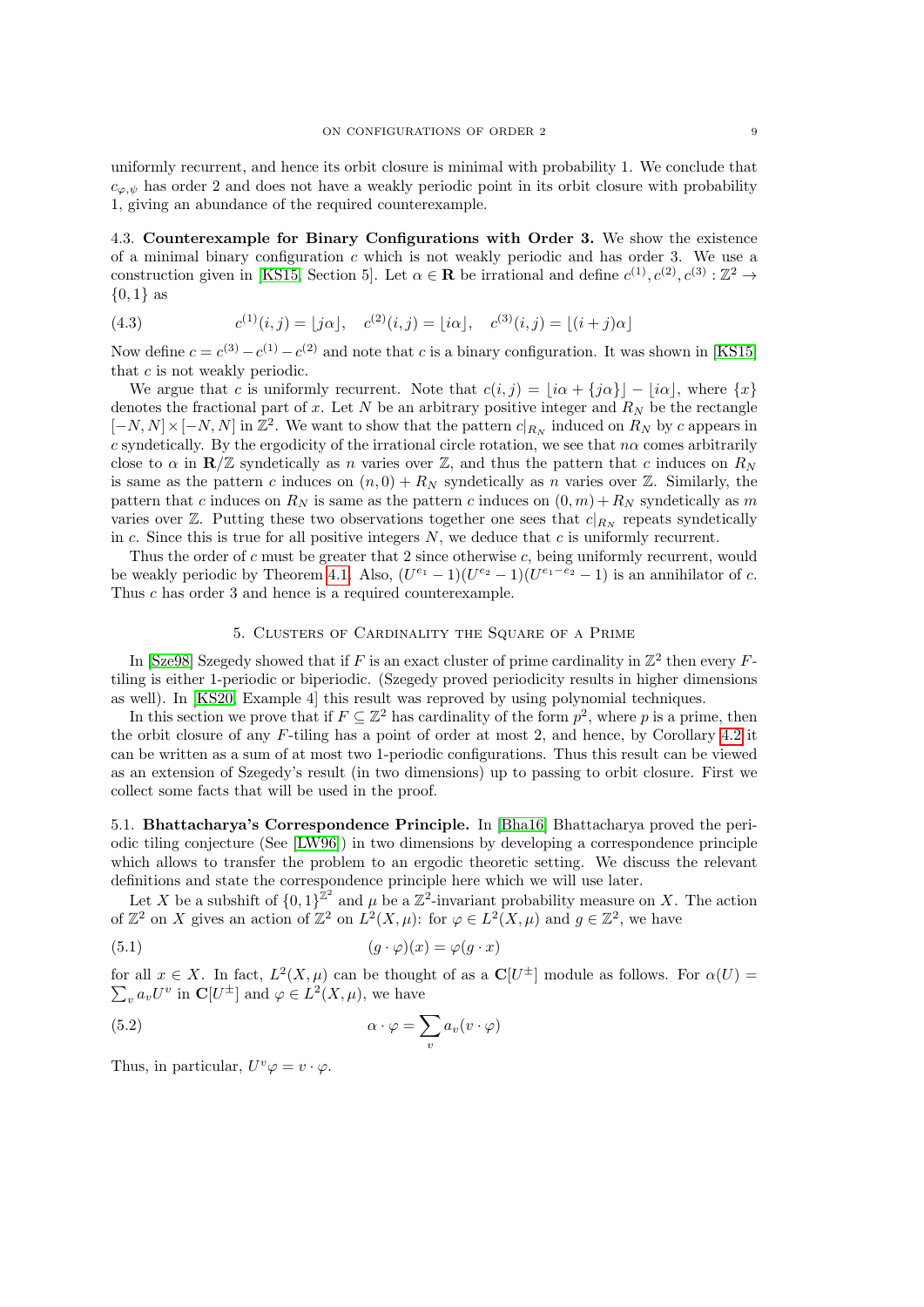uniformly recurrent, and hence its orbit closure is minimal with probability 1. We conclude that $c_{\varphi,\psi}$ has order 2 and does not have a weakly periodic point in its orbit closure with probability 1, giving an abundance of the required counterexample.

### 4.3. Counterexample for Binary Configurations with Order 3.

We show the existence of a minimal binary configuration $c$ which is not weakly periodic and has order 3. We use a construction given in [KS15, Section 5]. Let $\alpha \in \mathbf{R}$ be irrational and define $c^{(1)}, c^{(2)}, c^{(3)} : \mathbb{Z}^2 \to \{0, 1\}$ as

$$c^{(1)}(i,j) = \lfloor j\alpha \rfloor, \quad c^{(2)}(i,j) = \lfloor i\alpha \rfloor, \quad c^{(3)}(i,j) = \lfloor (i+j)\alpha \rfloor \tag{4.3}$$

Now define $c = c^{(3)} - c^{(1)} - c^{(2)}$ and note that $c$ is a binary configuration. It was shown in [KS15] that $c$ is not weakly periodic.

We argue that $c$ is uniformly recurrent. Note that $c(i,j) = \lfloor i\alpha + \{j\alpha\} \rfloor - \lfloor i\alpha \rfloor$, where $\{x\}$ denotes the fractional part of $x$. Let $N$ be an arbitrary positive integer and $R_N$ be the rectangle $[-N, N] \times [-N, N]$ in $\mathbb{Z}^2$. We want to show that the pattern $c|_{R_N}$ induced on $R_N$ by $c$ appears in $c$ syndetically. By the ergodicity of the irrational circle rotation, we see that $n\alpha$ comes arbitrarily close to $\alpha$ in $\mathbf{R}/\mathbb{Z}$ syndetically as $n$ varies over $\mathbb{Z}$, and thus the pattern that $c$ induces on $R_N$ is same as the pattern $c$ induces on $(n, 0) + R_N$ syndetically as $n$ varies over $\mathbb{Z}$. Similarly, the pattern that $c$ induces on $R_N$ is same as the pattern $c$ induces on $(0, m) + R_N$ syndetically as $m$ varies over $\mathbb{Z}$. Putting these two observations together one sees that $c|_{R_N}$ repeats syndetically in $c$. Since this is true for all positive integers $N$, we deduce that $c$ is uniformly recurrent.

Thus the order of $c$ must be greater that 2 since otherwise $c$, being uniformly recurrent, would be weakly periodic by Theorem 4.1. Also, $(U^{e_1} - 1)(U^{e_2} - 1)(U^{e_1 - e_2} - 1)$ is an annihilator of $c$. Thus $c$ has order 3 and hence is a required counterexample.

## 5. Clusters of Cardinality the Square of a Prime

In [Sze98] Szegedy showed that if $F$ is an exact cluster of prime cardinality in $\mathbb{Z}^2$ then every $F$-tiling is either 1-periodic or biperiodic. (Szegedy proved periodicity results in higher dimensions as well). In [KS20, Example 4] this result was reproved by using polynomial techniques.

In this section we prove that if $F \subseteq \mathbb{Z}^2$ has cardinality of the form $p^2$, where $p$ is a prime, then the orbit closure of any $F$-tiling has a point of order at most 2, and hence, by Corollary 4.2 it can be written as a sum of at most two 1-periodic configurations. Thus this result can be viewed as an extension of Szegedy's result (in two dimensions) up to passing to orbit closure. First we collect some facts that will be used in the proof.

### 5.1. Bhattacharya's Correspondence Principle.

In [Bha16] Bhattacharya proved the periodic tiling conjecture (See [LW96]) in two dimensions by developing a correspondence principle which allows to transfer the problem to an ergodic theoretic setting. We discuss the relevant definitions and state the correspondence principle here which we will use later.

Let $X$ be a subshift of $\{0, 1\}^{\mathbb{Z}^2}$ and $\mu$ be a $\mathbb{Z}^2$-invariant probability measure on $X$. The action of $\mathbb{Z}^2$ on $X$ gives an action of $\mathbb{Z}^2$ on $L^2(X, \mu)$: for $\varphi \in L^2(X, \mu)$ and $g \in \mathbb{Z}^2$, we have

$$(g \cdot \varphi)(x) = \varphi(g \cdot x) \tag{5.1}$$

for all $x \in X$. In fact, $L^2(X, \mu)$ can be thought of as a $\mathbf{C}[U^{\pm}]$ module as follows. For $\alpha(U) = \sum_v a_v U^v$ in $\mathbf{C}[U^{\pm}]$ and $\varphi \in L^2(X, \mu)$, we have

$$\alpha \cdot \varphi = \sum_v a_v (v \cdot \varphi) \tag{5.2}$$

Thus, in particular, $U^v \varphi = v \cdot \varphi$.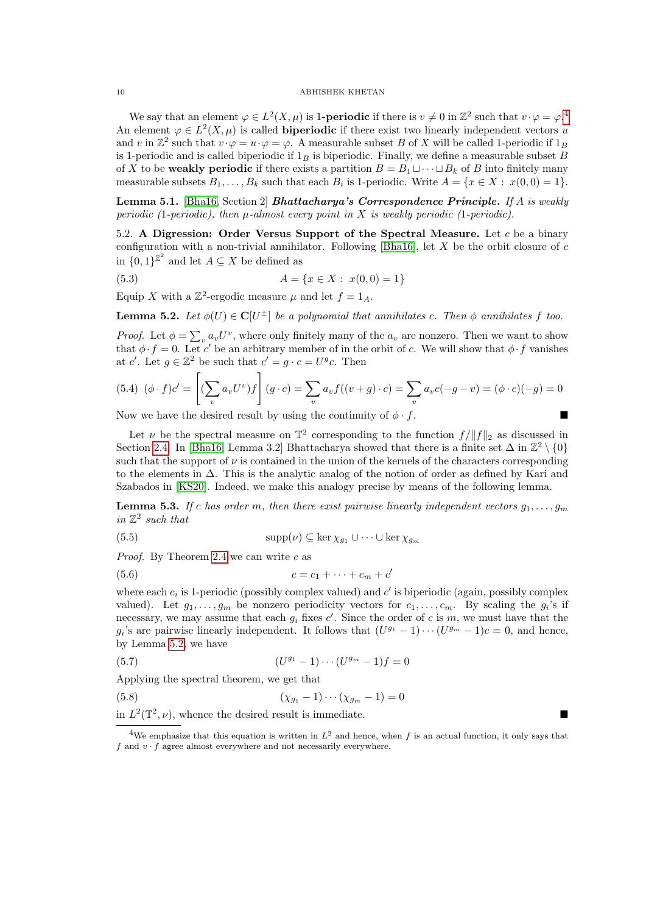We say that an element $\varphi \in L^2(X,\mu)$ is **1-periodic** if there is $v \neq 0$ in $\mathbb{Z}^2$ such that $v \cdot \varphi = \varphi$.[4] An element $\varphi \in L^2(X,\mu)$ is called **biperiodic** if there exist two linearly independent vectors $u$ and $v$ in $\mathbb{Z}^2$ such that $v \cdot \varphi = u \cdot \varphi = \varphi$. A measurable subset $B$ of $X$ will be called 1-periodic if $1_B$ is 1-periodic and is called biperiodic if $1_B$ is biperiodic. Finally, we define a measurable subset $B$ of $X$ to be **weakly periodic** if there exists a partition $B = B_1 \sqcup \cdots \sqcup B_k$ of $B$ into finitely many measurable subsets $B_1, \ldots, B_k$ such that each $B_i$ is 1-periodic. Write $A = \{x \in X : x(0,0) = 1\}$.

**Lemma 5.1.** [Bha16, Section 2] ***Bhattacharya's Correspondence Principle.*** *If $A$ is weakly periodic (1-periodic), then $\mu$-almost every point in $X$ is weakly periodic (1-periodic).*

5.2. **A Digression: Order Versus Support of the Spectral Measure.** Let $c$ be a binary configuration with a non-trivial annihilator. Following [Bha16], let $X$ be the orbit closure of $c$ in $\{0,1\}^{\mathbb{Z}^2}$ and let $A \subseteq X$ be defined as

$$A = \{x \in X : x(0,0) = 1\} \tag{5.3}$$

Equip $X$ with a $\mathbb{Z}^2$-ergodic measure $\mu$ and let $f = 1_A$.

**Lemma 5.2.** *Let $\phi(U) \in \mathbf{C}[U^{\pm}]$ be a polynomial that annihilates $c$. Then $\phi$ annihilates $f$ too.*

*Proof.* Let $\phi = \sum_v a_v U^v$, where only finitely many of the $a_v$ are nonzero. Then we want to show that $\phi \cdot f = 0$. Let $c'$ be an arbitrary member of in the orbit of $c$. We will show that $\phi \cdot f$ vanishes at $c'$. Let $g \in \mathbb{Z}^2$ be such that $c' = g \cdot c = U^g c$. Then

$$(\phi \cdot f)c' = \left[(\sum_v a_v U^v) f\right](g \cdot c) = \sum_v a_v f((v+g)\cdot c) = \sum_v a_v c(-g-v) = (\phi \cdot c)(-g) = 0 \tag{5.4}$$

Now we have the desired result by using the continuity of $\phi \cdot f$. ∎

Let $\nu$ be the spectral measure on $\mathbb{T}^2$ corresponding to the function $f/\|f\|_2$ as discussed in Section 2.4. In [Bha16, Lemma 3.2] Bhattacharya showed that there is a finite set $\Delta$ in $\mathbb{Z}^2 \setminus \{0\}$ such that the support of $\nu$ is contained in the union of the kernels of the characters corresponding to the elements in $\Delta$. This is the analytic analog of the notion of order as defined by Kari and Szabados in [KS20]. Indeed, we make this analogy precise by means of the following lemma.

**Lemma 5.3.** *If $c$ has order $m$, then there exist pairwise linearly independent vectors $g_1, \ldots, g_m$ in $\mathbb{Z}^2$ such that*

$$\operatorname{supp}(\nu) \subseteq \ker \chi_{g_1} \cup \cdots \cup \ker \chi_{g_m} \tag{5.5}$$

*Proof.* By Theorem 2.4 we can write $c$ as

$$c = c_1 + \cdots + c_m + c' \tag{5.6}$$

where each $c_i$ is 1-periodic (possibly complex valued) and $c'$ is biperiodic (again, possibly complex valued). Let $g_1, \ldots, g_m$ be nonzero periodicity vectors for $c_1, \ldots, c_m$. By scaling the $g_i$'s if necessary, we may assume that each $g_i$ fixes $c'$. Since the order of $c$ is $m$, we must have that the $g_i$'s are pairwise linearly independent. It follows that $(U^{g_1} - 1)\cdots(U^{g_m} - 1)c = 0$, and hence, by Lemma 5.2, we have

$$(U^{g_1} - 1)\cdots(U^{g_m} - 1)f = 0 \tag{5.7}$$

Applying the spectral theorem, we get that

$$(\chi_{g_1} - 1)\cdots(\chi_{g_m} - 1) = 0 \tag{5.8}$$

in $L^2(\mathbb{T}^2, \nu)$, whence the desired result is immediate. ∎

[4] We emphasize that this equation is written in $L^2$ and hence, when $f$ is an actual function, it only says that $f$ and $v \cdot f$ agree almost everywhere and not necessarily everywhere.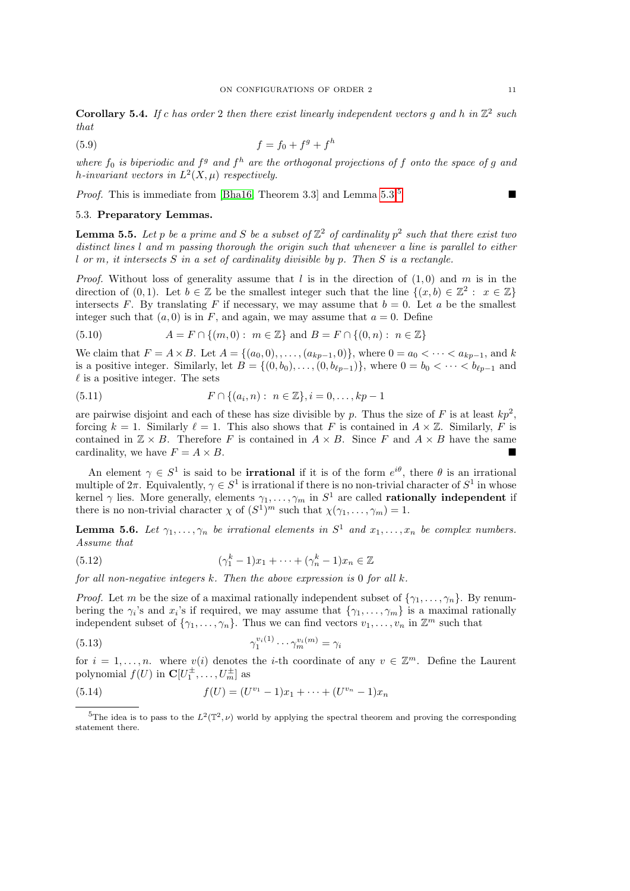**Corollary 5.4.** *If $c$ has order 2 then there exist linearly independent vectors $g$ and $h$ in $\mathbb{Z}^2$ such that*

$$f = f_0 + f^g + f^h \tag{5.9}$$

*where $f_0$ is biperiodic and $f^g$ and $f^h$ are the orthogonal projections of $f$ onto the space of $g$ and $h$-invariant vectors in $L^2(X, \mu)$ respectively.*

*Proof.* This is immediate from [Bha16, Theorem 3.3] and Lemma 5.3.[5] ■

### 5.3. Preparatory Lemmas.

**Lemma 5.5.** *Let $p$ be a prime and $S$ be a subset of $\mathbb{Z}^2$ of cardinality $p^2$ such that there exist two distinct lines $l$ and $m$ passing thorough the origin such that whenever a line is parallel to either $l$ or $m$, it intersects $S$ in a set of cardinality divisible by $p$. Then $S$ is a rectangle.*

*Proof.* Without loss of generality assume that $l$ is in the direction of $(1, 0)$ and $m$ is in the direction of $(0, 1)$. Let $b \in \mathbb{Z}$ be the smallest integer such that the line $\{(x, b) \in \mathbb{Z}^2 : \; x \in \mathbb{Z}\}$ intersects $F$. By translating $F$ if necessary, we may assume that $b = 0$. Let $a$ be the smallest integer such that $(a, 0)$ is in $F$, and again, we may assume that $a = 0$. Define

$$A = F \cap \{(m, 0) : \; m \in \mathbb{Z}\} \text{ and } B = F \cap \{(0, n) : \; n \in \mathbb{Z}\} \tag{5.10}$$

We claim that $F = A \times B$. Let $A = \{(a_0, 0), \ldots, (a_{kp-1}, 0)\}$, where $0 = a_0 < \cdots < a_{kp-1}$, and $k$ is a positive integer. Similarly, let $B = \{(0, b_0), \ldots, (0, b_{\ell p-1})\}$, where $0 = b_0 < \cdots < b_{\ell p-1}$ and $\ell$ is a positive integer. The sets

$$F \cap \{(a_i, n) : \; n \in \mathbb{Z}\}, i = 0, \ldots, kp - 1 \tag{5.11}$$

are pairwise disjoint and each of these has size divisible by $p$. Thus the size of $F$ is at least $kp^2$, forcing $k = 1$. Similarly $\ell = 1$. This also shows that $F$ is contained in $A \times \mathbb{Z}$. Similarly, $F$ is contained in $\mathbb{Z} \times B$. Therefore $F$ is contained in $A \times B$. Since $F$ and $A \times B$ have the same cardinality, we have $F = A \times B$. ■

An element $\gamma \in S^1$ is said to be **irrational** if it is of the form $e^{i\theta}$, there $\theta$ is an irrational multiple of $2\pi$. Equivalently, $\gamma \in S^1$ is irrational if there is no non-trivial character of $S^1$ in whose kernel $\gamma$ lies. More generally, elements $\gamma_1, \ldots, \gamma_m$ in $S^1$ are called **rationally independent** if there is no non-trivial character $\chi$ of $(S^1)^m$ such that $\chi(\gamma_1, \ldots, \gamma_m) = 1$.

**Lemma 5.6.** *Let $\gamma_1, \ldots, \gamma_n$ be irrational elements in $S^1$ and $x_1, \ldots, x_n$ be complex numbers. Assume that*

$$(\gamma_1^k - 1)x_1 + \cdots + (\gamma_n^k - 1)x_n \in \mathbb{Z} \tag{5.12}$$

*for all non-negative integers $k$. Then the above expression is 0 for all $k$.*

*Proof.* Let $m$ be the size of a maximal rationally independent subset of $\{\gamma_1, \ldots, \gamma_n\}$. By renumbering the $\gamma_i$'s and $x_i$'s if required, we may assume that $\{\gamma_1, \ldots, \gamma_m\}$ is a maximal rationally independent subset of $\{\gamma_1, \ldots, \gamma_n\}$. Thus we can find vectors $v_1, \ldots, v_n$ in $\mathbb{Z}^m$ such that

$$\gamma_1^{v_i(1)} \cdots \gamma_m^{v_i(m)} = \gamma_i \tag{5.13}$$

for $i = 1, \ldots, n$. where $v(i)$ denotes the $i$-th coordinate of any $v \in \mathbb{Z}^m$. Define the Laurent polynomial $f(U)$ in $\mathbf{C}[U_1^{\pm}, \ldots, U_m^{\pm}]$ as

$$f(U) = (U^{v_1} - 1)x_1 + \cdots + (U^{v_n} - 1)x_n \tag{5.14}$$

[5] The idea is to pass to the $L^2(\mathbb{T}^2, \nu)$ world by applying the spectral theorem and proving the corresponding statement there.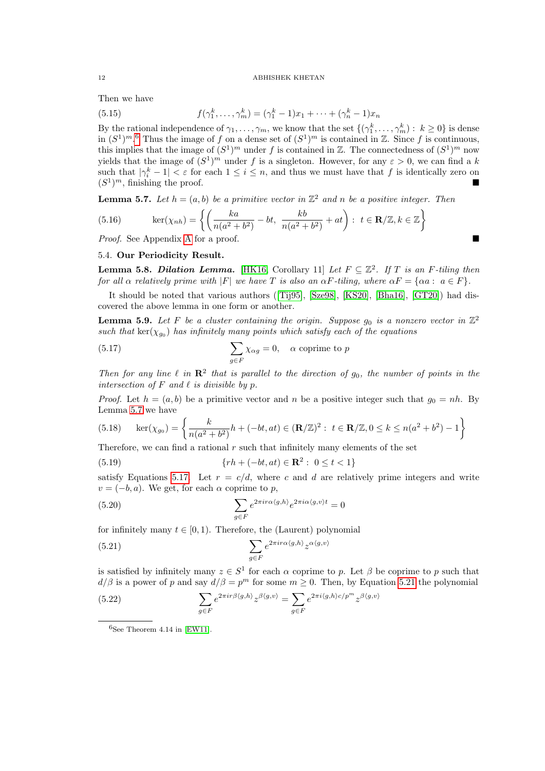Then we have

$$f(\gamma_1^k, \ldots, \gamma_m^k) = (\gamma_1^k - 1)x_1 + \cdots + (\gamma_n^k - 1)x_n \tag{5.15}$$

By the rational independence of $\gamma_1, \ldots, \gamma_m$, we know that the set $\{(\gamma_1^k, \ldots, \gamma_m^k) : k \geq 0\}$ is dense in $(S^1)^m$.[6] Thus the image of $f$ on a dense set of $(S^1)^m$ is contained in $\mathbb{Z}$. Since $f$ is continuous, this implies that the image of $(S^1)^m$ under $f$ is contained in $\mathbb{Z}$. The connectedness of $(S^1)^m$ now yields that the image of $(S^1)^m$ under $f$ is a singleton. However, for any $\varepsilon > 0$, we can find a $k$ such that $|\gamma_i^k - 1| < \varepsilon$ for each $1 \leq i \leq n$, and thus we must have that $f$ is identically zero on $(S^1)^m$, finishing the proof. ∎

**Lemma 5.7.** *Let $h = (a, b)$ be a primitive vector in $\mathbb{Z}^2$ and $n$ be a positive integer. Then*

$$\ker(\chi_{nh}) = \left\{ \left( \frac{ka}{n(a^2+b^2)} - bt,\ \frac{kb}{n(a^2+b^2)} + at \right) :\ t \in \mathbf{R}/\mathbb{Z}, k \in \mathbb{Z} \right\} \tag{5.16}$$

*Proof.* See Appendix A for a proof. ∎

### 5.4. Our Periodicity Result.

**Lemma 5.8.** ***Dilation Lemma.*** [HK16, Corollary 11] *Let $F \subseteq \mathbb{Z}^2$. If $T$ is an $F$-tiling then for all $\alpha$ relatively prime with $|F|$ we have $T$ is also an $\alpha F$-tiling, where $\alpha F = \{\alpha a :\ a \in F\}$.*

It should be noted that various authors ([Tij95], [Sze98], [KS20], [Bha16], [GT20]) had discovered the above lemma in one form or another.

**Lemma 5.9.** *Let $F$ be a cluster containing the origin. Suppose $g_0$ is a nonzero vector in $\mathbb{Z}^2$ such that $\ker(\chi_{g_0})$ has infinitely many points which satisfy each of the equations*

$$\sum_{g \in F} \chi_{\alpha g} = 0, \quad \alpha \text{ coprime to } p \tag{5.17}$$

*Then for any line $\ell$ in $\mathbf{R}^2$ that is parallel to the direction of $g_0$, the number of points in the intersection of $F$ and $\ell$ is divisible by $p$.*

*Proof.* Let $h = (a, b)$ be a primitive vector and $n$ be a positive integer such that $g_0 = nh$. By Lemma 5.7 we have

$$\ker(\chi_{g_0}) = \left\{ \frac{k}{n(a^2+b^2)} h + (-bt, at) \in (\mathbf{R}/\mathbb{Z})^2 :\ t \in \mathbf{R}/\mathbb{Z}, 0 \leq k \leq n(a^2+b^2) - 1 \right\} \tag{5.18}$$

Therefore, we can find a rational $r$ such that infinitely many elements of the set

$$\{rh + (-bt, at) \in \mathbf{R}^2 :\ 0 \leq t < 1\} \tag{5.19}$$

satisfy Equations 5.17. Let $r = c/d$, where $c$ and $d$ are relatively prime integers and write $v = (-b, a)$. We get, for each $\alpha$ coprime to $p$,

$$\sum_{g \in F} e^{2\pi i r \alpha \langle g, h\rangle} e^{2\pi i \alpha \langle g, v\rangle t} = 0 \tag{5.20}$$

for infinitely many $t \in [0, 1)$. Therefore, the (Laurent) polynomial

$$\sum_{g \in F} e^{2\pi i r \alpha \langle g, h\rangle} z^{\alpha \langle g, v\rangle} \tag{5.21}$$

is satisfied by infinitely many $z \in S^1$ for each $\alpha$ coprime to $p$. Let $\beta$ be coprime to $p$ such that $d/\beta$ is a power of $p$ and say $d/\beta = p^m$ for some $m \geq 0$. Then, by Equation 5.21 the polynomial

$$\sum_{g \in F} e^{2\pi i r \beta \langle g, h\rangle} z^{\beta \langle g, v\rangle} = \sum_{g \in F} e^{2\pi i \langle g, h\rangle c/p^m} z^{\beta \langle g, v\rangle} \tag{5.22}$$

[6] See Theorem 4.14 in [EW11].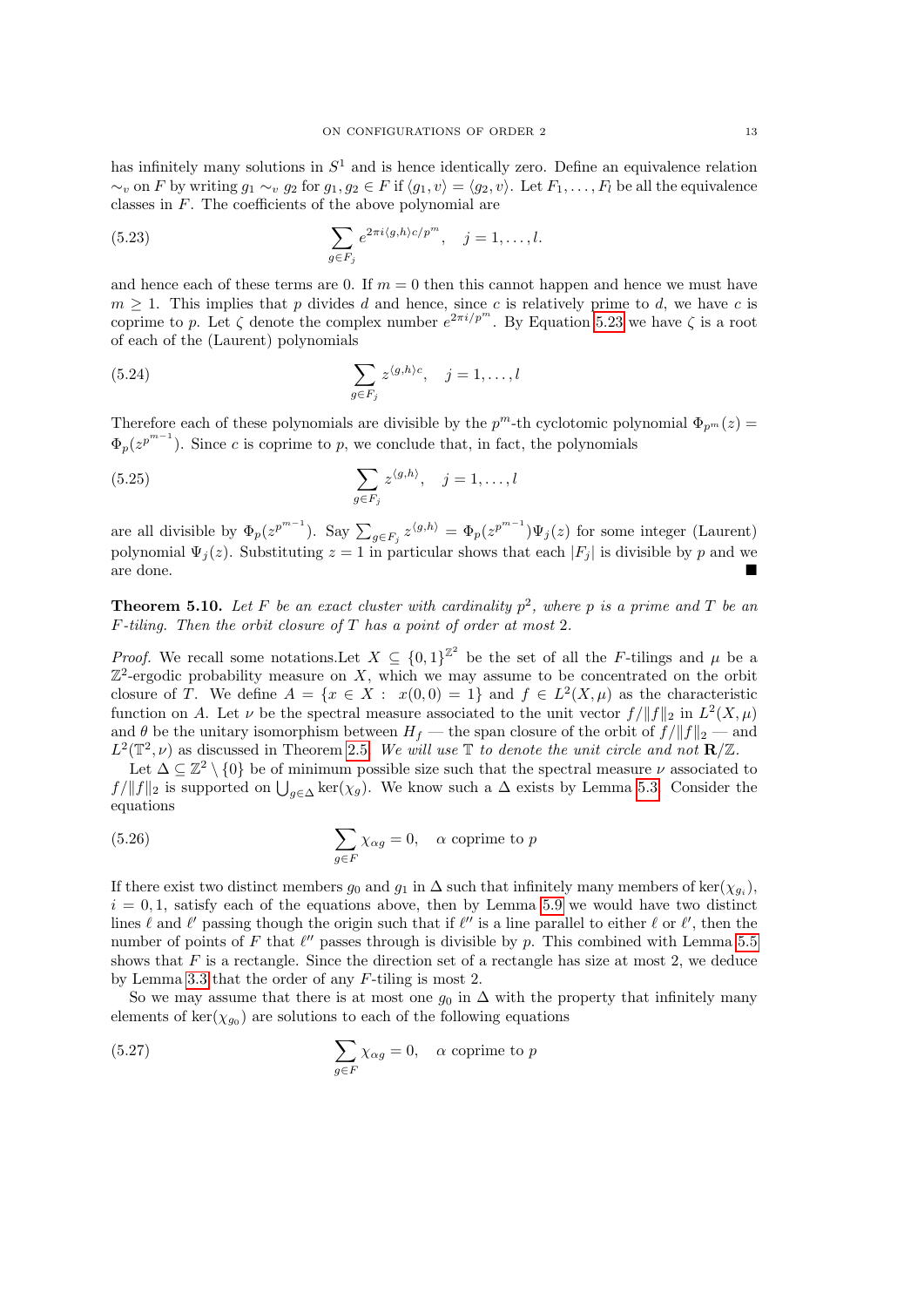has infinitely many solutions in $S^1$ and is hence identically zero. Define an equivalence relation $\sim_v$ on $F$ by writing $g_1 \sim_v g_2$ for $g_1, g_2 \in F$ if $\langle g_1, v\rangle = \langle g_2, v\rangle$. Let $F_1, \ldots, F_l$ be all the equivalence classes in $F$. The coefficients of the above polynomial are

$$\sum_{g \in F_j} e^{2\pi i \langle g,h\rangle c/p^m}, \quad j = 1, \ldots, l. \tag{5.23}$$

and hence each of these terms are 0. If $m = 0$ then this cannot happen and hence we must have $m \geq 1$. This implies that $p$ divides $d$ and hence, since $c$ is relatively prime to $d$, we have $c$ is coprime to $p$. Let $\zeta$ denote the complex number $e^{2\pi i/p^m}$. By Equation 5.23 we have $\zeta$ is a root of each of the (Laurent) polynomials

$$\sum_{g \in F_j} z^{\langle g,h\rangle c}, \quad j = 1, \ldots, l \tag{5.24}$$

Therefore each of these polynomials are divisible by the $p^m$-th cyclotomic polynomial $\Phi_{p^m}(z) = \Phi_p(z^{p^{m-1}})$. Since $c$ is coprime to $p$, we conclude that, in fact, the polynomials

$$\sum_{g \in F_j} z^{\langle g,h\rangle}, \quad j = 1, \ldots, l \tag{5.25}$$

are all divisible by $\Phi_p(z^{p^{m-1}})$. Say $\sum_{g\in F_j} z^{\langle g,h\rangle} = \Phi_p(z^{p^{m-1}})\Psi_j(z)$ for some integer (Laurent) polynomial $\Psi_j(z)$. Substituting $z = 1$ in particular shows that each $|F_j|$ is divisible by $p$ and we are done. ∎

**Theorem 5.10.** *Let $F$ be an exact cluster with cardinality $p^2$, where $p$ is a prime and $T$ be an $F$-tiling. Then the orbit closure of $T$ has a point of order at most 2.*

*Proof.* We recall some notations.Let $X \subseteq \{0,1\}^{\mathbb{Z}^2}$ be the set of all the $F$-tilings and $\mu$ be a $\mathbb{Z}^2$-ergodic probability measure on $X$, which we may assume to be concentrated on the orbit closure of $T$. We define $A = \{x \in X : \; x(0,0) = 1\}$ and $f \in L^2(X,\mu)$ as the characteristic function on $A$. Let $\nu$ be the spectral measure associated to the unit vector $f/\|f\|_2$ in $L^2(X,\mu)$ and $\theta$ be the unitary isomorphism between $H_f$ — the span closure of the orbit of $f/\|f\|_2$ — and $L^2(\mathbb{T}^2,\nu)$ as discussed in Theorem 2.5. *We will use $\mathbb{T}$ to denote the unit circle and not $\mathbf{R}/\mathbb{Z}$.*

Let $\Delta \subseteq \mathbb{Z}^2 \setminus \{0\}$ be of minimum possible size such that the spectral measure $\nu$ associated to $f/\|f\|_2$ is supported on $\bigcup_{g\in\Delta} \ker(\chi_g)$. We know such a $\Delta$ exists by Lemma 5.3. Consider the equations

$$\sum_{g \in F} \chi_{\alpha g} = 0, \quad \alpha \text{ coprime to } p \tag{5.26}$$

If there exist two distinct members $g_0$ and $g_1$ in $\Delta$ such that infinitely many members of $\ker(\chi_{g_i})$, $i = 0, 1$, satisfy each of the equations above, then by Lemma 5.9 we would have two distinct lines $\ell$ and $\ell'$ passing though the origin such that if $\ell''$ is a line parallel to either $\ell$ or $\ell'$, then the number of points of $F$ that $\ell''$ passes through is divisible by $p$. This combined with Lemma 5.5 shows that $F$ is a rectangle. Since the direction set of a rectangle has size at most 2, we deduce by Lemma 3.3 that the order of any $F$-tiling is most 2.

So we may assume that there is at most one $g_0$ in $\Delta$ with the property that infinitely many elements of $\ker(\chi_{g_0})$ are solutions to each of the following equations

$$\sum_{g \in F} \chi_{\alpha g} = 0, \quad \alpha \text{ coprime to } p \tag{5.27}$$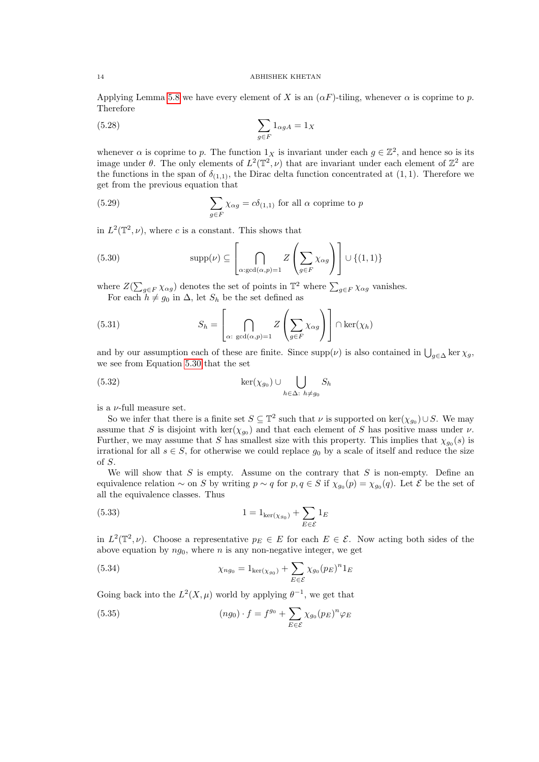Applying Lemma 5.8 we have every element of $X$ is an $(\alpha F)$-tiling, whenever $\alpha$ is coprime to $p$. Therefore

$$\sum_{g \in F} 1_{\alpha g A} = 1_X \tag{5.28}$$

whenever $\alpha$ is coprime to $p$. The function $1_X$ is invariant under each $g \in \mathbb{Z}^2$, and hence so is its image under $\theta$. The only elements of $L^2(\mathbb{T}^2, \nu)$ that are invariant under each element of $\mathbb{Z}^2$ are the functions in the span of $\delta_{(1,1)}$, the Dirac delta function concentrated at $(1, 1)$. Therefore we get from the previous equation that

$$\sum_{g \in F} \chi_{\alpha g} = c\delta_{(1,1)} \text{ for all } \alpha \text{ coprime to } p \tag{5.29}$$

in $L^2(\mathbb{T}^2, \nu)$, where $c$ is a constant. This shows that

$$\operatorname{supp}(\nu) \subseteq \left[ \bigcap_{\alpha : \gcd(\alpha, p) = 1} Z\left( \sum_{g \in F} \chi_{\alpha g} \right) \right] \cup \{(1, 1)\} \tag{5.30}$$

where $Z(\sum_{g \in F} \chi_{\alpha g})$ denotes the set of points in $\mathbb{T}^2$ where $\sum_{g \in F} \chi_{\alpha g}$ vanishes.

For each $h \neq g_0$ in $\Delta$, let $S_h$ be the set defined as

$$S_h = \left[ \bigcap_{\alpha :\ \gcd(\alpha, p) = 1} Z\left( \sum_{g \in F} \chi_{\alpha g} \right) \right] \cap \ker(\chi_h) \tag{5.31}$$

and by our assumption each of these are finite. Since $\operatorname{supp}(\nu)$ is also contained in $\bigcup_{g \in \Delta} \ker \chi_g$, we see from Equation 5.30 that the set

$$\ker(\chi_{g_0}) \cup \bigcup_{h \in \Delta :\ h \neq g_0} S_h \tag{5.32}$$

is a $\nu$-full measure set.

So we infer that there is a finite set $S \subseteq \mathbb{T}^2$ such that $\nu$ is supported on $\ker(\chi_{g_0}) \cup S$. We may assume that $S$ is disjoint with $\ker(\chi_{g_0})$ and that each element of $S$ has positive mass under $\nu$. Further, we may assume that $S$ has smallest size with this property. This implies that $\chi_{g_0}(s)$ is irrational for all $s \in S$, for otherwise we could replace $g_0$ by a scale of itself and reduce the size of $S$.

We will show that $S$ is empty. Assume on the contrary that $S$ is non-empty. Define an equivalence relation $\sim$ on $S$ by writing $p \sim q$ for $p, q \in S$ if $\chi_{g_0}(p) = \chi_{g_0}(q)$. Let $\mathcal{E}$ be the set of all the equivalence classes. Thus

$$1 = 1_{\ker(\chi_{g_0})} + \sum_{E \in \mathcal{E}} 1_E \tag{5.33}$$

in $L^2(\mathbb{T}^2, \nu)$. Choose a representative $p_E \in E$ for each $E \in \mathcal{E}$. Now acting both sides of the above equation by $ng_0$, where $n$ is any non-negative integer, we get

$$\chi_{ng_0} = 1_{\ker(\chi_{g_0})} + \sum_{E \in \mathcal{E}} \chi_{g_0}(p_E)^n 1_E \tag{5.34}$$

Going back into the $L^2(X, \mu)$ world by applying $\theta^{-1}$, we get that

$$(ng_0) \cdot f = f^{g_0} + \sum_{E \in \mathcal{E}} \chi_{g_0}(p_E)^n \varphi_E \tag{5.35}$$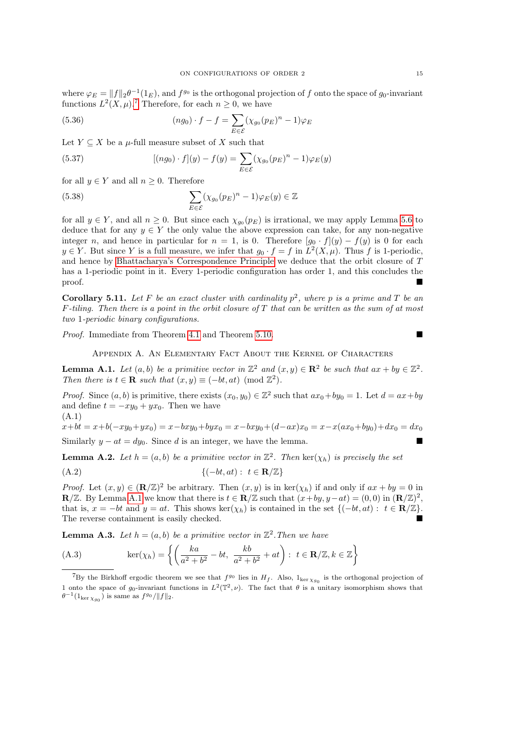where $\varphi_E = \|f\|_2 \theta^{-1}(1_E)$, and $f^{g_0}$ is the orthogonal projection of $f$ onto the space of $g_0$-invariant functions $L^2(X,\mu)$.[7] Therefore, for each $n \geq 0$, we have

$$(ng_0) \cdot f - f = \sum_{E \in \mathcal{E}} (\chi_{g_0}(p_E)^n - 1)\varphi_E \tag{5.36}$$

Let $Y \subseteq X$ be a $\mu$-full measure subset of $X$ such that

$$[(ng_0) \cdot f](y) - f(y) = \sum_{E \in \mathcal{E}} (\chi_{g_0}(p_E)^n - 1)\varphi_E(y) \tag{5.37}$$

for all $y \in Y$ and all $n \geq 0$. Therefore

$$\sum_{E \in \mathcal{E}} (\chi_{g_0}(p_E)^n - 1)\varphi_E(y) \in \mathbb{Z} \tag{5.38}$$

for all $y \in Y$, and all $n \geq 0$. But since each $\chi_{g_0}(p_E)$ is irrational, we may apply Lemma 5.6 to deduce that for any $y \in Y$ the only value the above expression can take, for any non-negative integer $n$, and hence in particular for $n = 1$, is 0. Therefore $[g_0 \cdot f](y) - f(y)$ is 0 for each $y \in Y$. But since $Y$ is a full measure, we infer that $g_0 \cdot f = f$ in $L^2(X,\mu)$. Thus $f$ is 1-periodic, and hence by Bhattacharya's Correspondence Principle we deduce that the orbit closure of $T$ has a 1-periodic point in it. Every 1-periodic configuration has order 1, and this concludes the proof. ∎

**Corollary 5.11.** *Let $F$ be an exact cluster with cardinality $p^2$, where $p$ is a prime and $T$ be an $F$-tiling. Then there is a point in the orbit closure of $T$ that can be written as the sum of at most two 1-periodic binary configurations.*

*Proof.* Immediate from Theorem 4.1 and Theorem 5.10. ∎

## Appendix A. An Elementary Fact About the Kernel of Characters

**Lemma A.1.** *Let $(a,b)$ be a primitive vector in $\mathbb{Z}^2$ and $(x,y) \in \mathbf{R}^2$ be such that $ax + by \in \mathbb{Z}^2$. Then there is $t \in \mathbf{R}$ such that $(x,y) \equiv (-bt, at) \pmod{\mathbb{Z}^2}$.*

*Proof.* Since $(a,b)$ is primitive, there exists $(x_0,y_0) \in \mathbb{Z}^2$ such that $ax_0 + by_0 = 1$. Let $d = ax + by$ and define $t = -xy_0 + yx_0$. Then we have

$$x+bt = x+b(-xy_0+yx_0) = x-bxy_0+byx_0 = x-bxy_0+(d-ax)x_0 = x-x(ax_0+by_0)+dx_0 = dx_0 \tag{A.1}$$

Similarly $y - at = dy_0$. Since $d$ is an integer, we have the lemma. ∎

**Lemma A.2.** *Let $h = (a,b)$ be a primitive vector in $\mathbb{Z}^2$. Then $\ker(\chi_h)$ is precisely the set*

$$\{(-bt, at) : \ t \in \mathbf{R}/\mathbb{Z}\} \tag{A.2}$$

*Proof.* Let $(x,y) \in (\mathbf{R}/\mathbb{Z})^2$ be arbitrary. Then $(x,y)$ is in $\ker(\chi_h)$ if and only if $ax + by = 0$ in $\mathbf{R}/\mathbb{Z}$. By Lemma A.1 we know that there is $t \in \mathbf{R}/\mathbb{Z}$ such that $(x+by, y-at) = (0,0)$ in $(\mathbf{R}/\mathbb{Z})^2$, that is, $x = -bt$ and $y = at$. This shows $\ker(\chi_h)$ is contained in the set $\{(-bt, at) : \ t \in \mathbf{R}/\mathbb{Z}\}$. The reverse containment is easily checked. ∎

**Lemma A.3.** *Let $h = (a,b)$ be a primitive vector in $\mathbb{Z}^2$. Then we have*

$$\ker(\chi_h) = \left\{ \left( \frac{ka}{a^2+b^2} - bt, \ \frac{kb}{a^2+b^2} + at \right) : \ t \in \mathbf{R}/\mathbb{Z}, k \in \mathbb{Z} \right\} \tag{A.3}$$

---

[7] By the Birkhoff ergodic theorem we see that $f^{g_0}$ lies in $H_f$. Also, $1_{\ker \chi_{g_0}}$ is the orthogonal projection of 1 onto the space of $g_0$-invariant functions in $L^2(\mathbb{T}^2, \nu)$. The fact that $\theta$ is a unitary isomorphism shows that $\theta^{-1}(1_{\ker \chi_{g_0}})$ is same as $f^{g_0}/\|f\|_2$.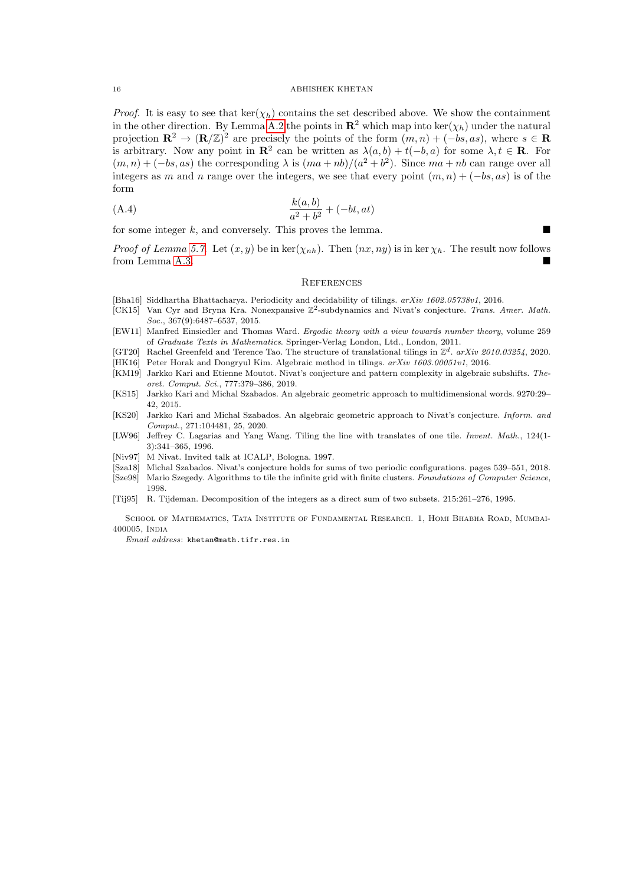*Proof.* It is easy to see that $\ker(\chi_h)$ contains the set described above. We show the containment in the other direction. By Lemma A.2 the points in $\mathbf{R}^2$ which map into $\ker(\chi_h)$ under the natural projection $\mathbf{R}^2 \to (\mathbf{R}/\mathbb{Z})^2$ are precisely the points of the form $(m, n) + (-bs, as)$, where $s \in \mathbf{R}$ is arbitrary. Now any point in $\mathbf{R}^2$ can be written as $\lambda(a, b) + t(-b, a)$ for some $\lambda, t \in \mathbf{R}$. For $(m, n) + (-bs, as)$ the corresponding $\lambda$ is $(ma + nb)/(a^2 + b^2)$. Since $ma + nb$ can range over all integers as $m$ and $n$ range over the integers, we see that every point $(m, n) + (-bs, as)$ is of the form

$$\frac{k(a, b)}{a^2 + b^2} + (-bt, at) \tag{A.4}$$

for some integer $k$, and conversely. This proves the lemma. ∎

*Proof of Lemma 5.7.* Let $(x, y)$ be in $\ker(\chi_{nh})$. Then $(nx, ny)$ is in $\ker \chi_h$. The result now follows from Lemma A.3. ∎

## References

[Bha16] Siddhartha Bhattacharya. Periodicity and decidability of tilings. *arXiv 1602.05738v1*, 2016.

[CK15] Van Cyr and Bryna Kra. Nonexpansive $\mathbb{Z}^2$-subdynamics and Nivat's conjecture. *Trans. Amer. Math. Soc.*, 367(9):6487–6537, 2015.

[EW11] Manfred Einsiedler and Thomas Ward. *Ergodic theory with a view towards number theory*, volume 259 of *Graduate Texts in Mathematics*. Springer-Verlag London, Ltd., London, 2011.

[GT20] Rachel Greenfeld and Terence Tao. The structure of translational tilings in $\mathbb{Z}^d$. *arXiv 2010.03254*, 2020.

[HK16] Peter Horak and Dongryul Kim. Algebraic method in tilings. *arXiv 1603.00051v1*, 2016.

[KM19] Jarkko Kari and Etienne Moutot. Nivat's conjecture and pattern complexity in algebraic subshifts. *Theoret. Comput. Sci.*, 777:379–386, 2019.

[KS15] Jarkko Kari and Michal Szabados. An algebraic geometric approach to multidimensional words. 9270:29–42, 2015.

[KS20] Jarkko Kari and Michal Szabados. An algebraic geometric approach to Nivat's conjecture. *Inform. and Comput.*, 271:104481, 25, 2020.

[LW96] Jeffrey C. Lagarias and Yang Wang. Tiling the line with translates of one tile. *Invent. Math.*, 124(1-3):341–365, 1996.

[Niv97] M Nivat. Invited talk at ICALP, Bologna. 1997.

[Sza18] Michal Szabados. Nivat's conjecture holds for sums of two periodic configurations. pages 539–551, 2018.

[Sze98] Mario Szegedy. Algorithms to tile the infinite grid with finite clusters. *Foundations of Computer Science*, 1998.

[Tij95] R. Tijdeman. Decomposition of the integers as a direct sum of two subsets. 215:261–276, 1995.

School of Mathematics, Tata Institute of Fundamental Research. 1, Homi Bhabha Road, Mumbai-400005, India

*Email address*: khetan@math.tifr.res.in